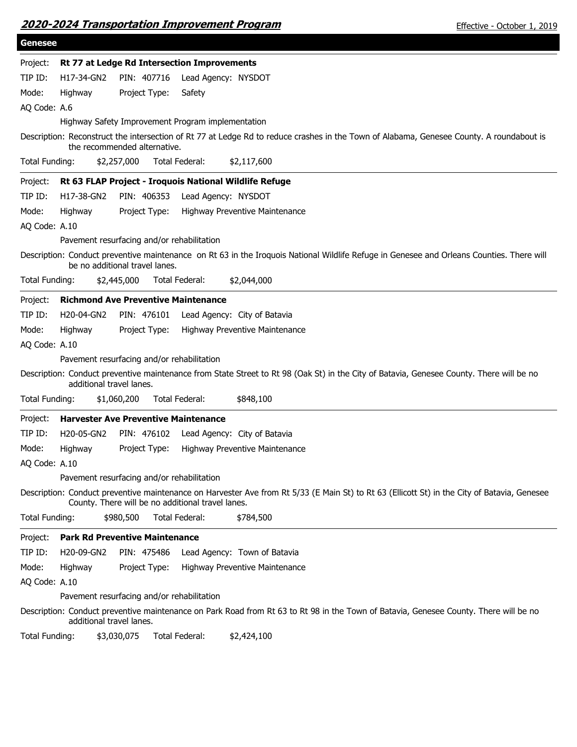## Genesee

**Project: Rt 77 at Ledge Rd Intersection Improvements**

TIP ID: H17-34-GN2 PIN: 407716 Lead Agency: NYSDOT

Mode: Highway Project Type: Safety

AQ Code: A.6

Highway Safety Improvement Program implementation

Description: Reconstruct the intersection of Rt 77 at Ledge Rd to reduce crashes in the Town of Alabama, Genesee County. A roundabout is the recommended alternative.

Total Funding: $2,257,000 Total Federal: $2,117,600

---

**Project: Rt 63 FLAP Project - Iroquois National Wildlife Refuge**

TIP ID: H17-38-GN2 PIN: 406353 Lead Agency: NYSDOT

Mode: Highway Project Type: Highway Preventive Maintenance

AQ Code: A.10

Pavement resurfacing and/or rehabilitation

Description: Conduct preventive maintenance on Rt 63 in the Iroquois National Wildlife Refuge in Genesee and Orleans Counties. There will be no additional travel lanes.

Total Funding: $2,445,000 Total Federal: $2,044,000

---

**Project: Richmond Ave Preventive Maintenance**

TIP ID: H20-04-GN2 PIN: 476101 Lead Agency: City of Batavia

Mode: Highway Project Type: Highway Preventive Maintenance

AQ Code: A.10

Pavement resurfacing and/or rehabilitation

Description: Conduct preventive maintenance from State Street to Rt 98 (Oak St) in the City of Batavia, Genesee County. There will be no additional travel lanes.

Total Funding: $1,060,200 Total Federal: $848,100

---

**Project: Harvester Ave Preventive Maintenance**

TIP ID: H20-05-GN2 PIN: 476102 Lead Agency: City of Batavia

Mode: Highway Project Type: Highway Preventive Maintenance

AQ Code: A.10

Pavement resurfacing and/or rehabilitation

Description: Conduct preventive maintenance on Harvester Ave from Rt 5/33 (E Main St) to Rt 63 (Ellicott St) in the City of Batavia, Genesee County. There will be no additional travel lanes.

Total Funding: $980,500 Total Federal: $784,500

---

**Project: Park Rd Preventive Maintenance**

TIP ID: H20-09-GN2 PIN: 475486 Lead Agency: Town of Batavia

Mode: Highway Project Type: Highway Preventive Maintenance

AQ Code: A.10

Pavement resurfacing and/or rehabilitation

Description: Conduct preventive maintenance on Park Road from Rt 63 to Rt 98 in the Town of Batavia, Genesee County. There will be no additional travel lanes.

Total Funding: $3,030,075 Total Federal: $2,424,100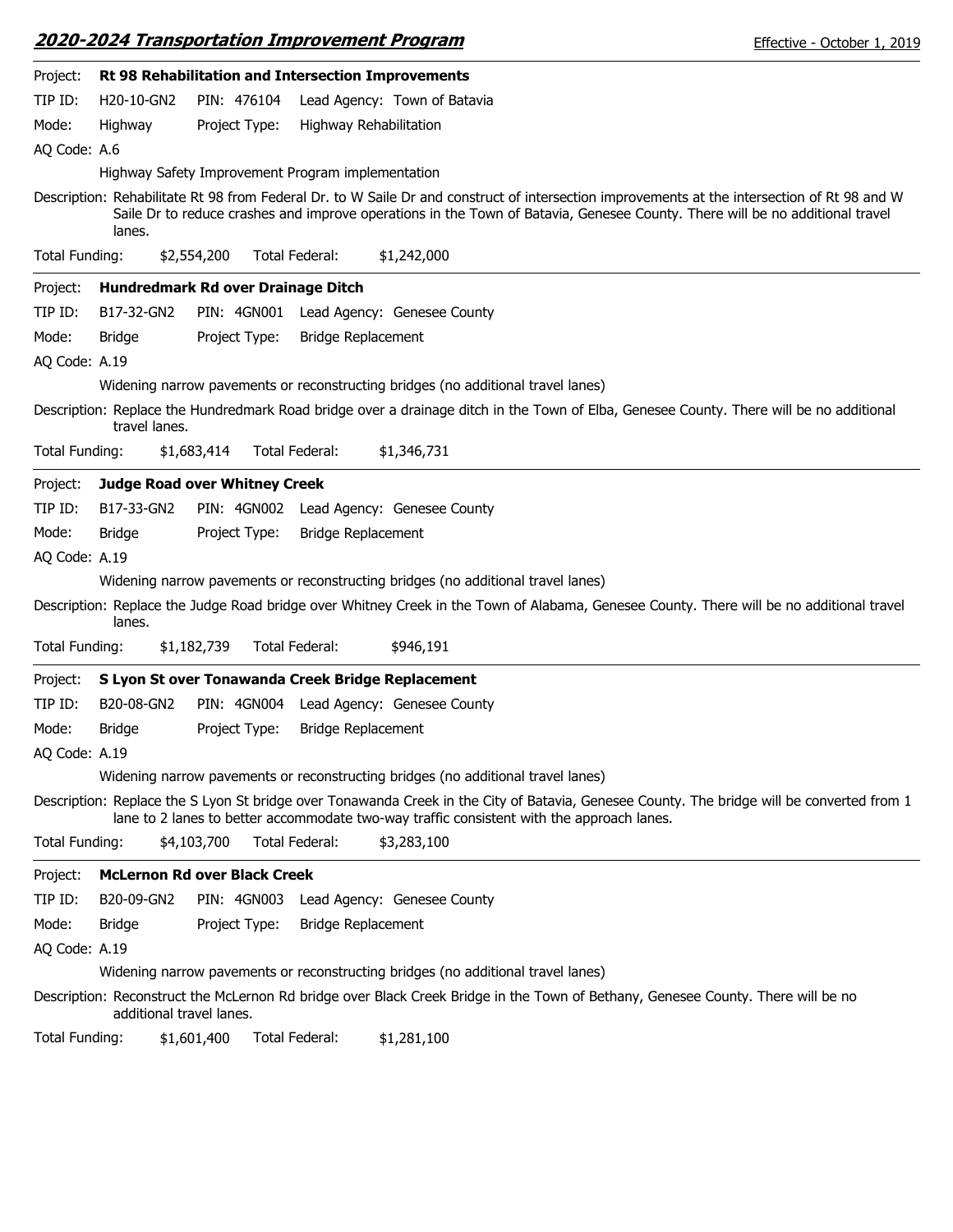**Project:** **Rt 98 Rehabilitation and Intersection Improvements**

TIP ID: H20-10-GN2 PIN: 476104 Lead Agency: Town of Batavia

Mode: Highway Project Type: Highway Rehabilitation

AQ Code: A.6

Highway Safety Improvement Program implementation

Description: Rehabilitate Rt 98 from Federal Dr. to W Saile Dr and construct of intersection improvements at the intersection of Rt 98 and W Saile Dr to reduce crashes and improve operations in the Town of Batavia, Genesee County. There will be no additional travel lanes.

Total Funding: $2,554,200 Total Federal: $1,242,000

---

**Project:** **Hundredmark Rd over Drainage Ditch**

TIP ID: B17-32-GN2 PIN: 4GN001 Lead Agency: Genesee County

Mode: Bridge Project Type: Bridge Replacement

AQ Code: A.19

Widening narrow pavements or reconstructing bridges (no additional travel lanes)

Description: Replace the Hundredmark Road bridge over a drainage ditch in the Town of Elba, Genesee County. There will be no additional travel lanes.

Total Funding: $1,683,414 Total Federal: $1,346,731

---

**Project:** **Judge Road over Whitney Creek**

TIP ID: B17-33-GN2 PIN: 4GN002 Lead Agency: Genesee County

Mode: Bridge Project Type: Bridge Replacement

AQ Code: A.19

Widening narrow pavements or reconstructing bridges (no additional travel lanes)

Description: Replace the Judge Road bridge over Whitney Creek in the Town of Alabama, Genesee County. There will be no additional travel lanes.

Total Funding: $1,182,739 Total Federal: $946,191

---

**Project:** **S Lyon St over Tonawanda Creek Bridge Replacement**

TIP ID: B20-08-GN2 PIN: 4GN004 Lead Agency: Genesee County

Mode: Bridge Project Type: Bridge Replacement

AQ Code: A.19

Widening narrow pavements or reconstructing bridges (no additional travel lanes)

Description: Replace the S Lyon St bridge over Tonawanda Creek in the City of Batavia, Genesee County. The bridge will be converted from 1 lane to 2 lanes to better accommodate two-way traffic consistent with the approach lanes.

Total Funding: $4,103,700 Total Federal: $3,283,100

---

**Project:** **McLernon Rd over Black Creek**

TIP ID: B20-09-GN2 PIN: 4GN003 Lead Agency: Genesee County

Mode: Bridge Project Type: Bridge Replacement

AQ Code: A.19

Widening narrow pavements or reconstructing bridges (no additional travel lanes)

Description: Reconstruct the McLernon Rd bridge over Black Creek Bridge in the Town of Bethany, Genesee County. There will be no additional travel lanes.

Total Funding: $1,601,400 Total Federal: $1,281,100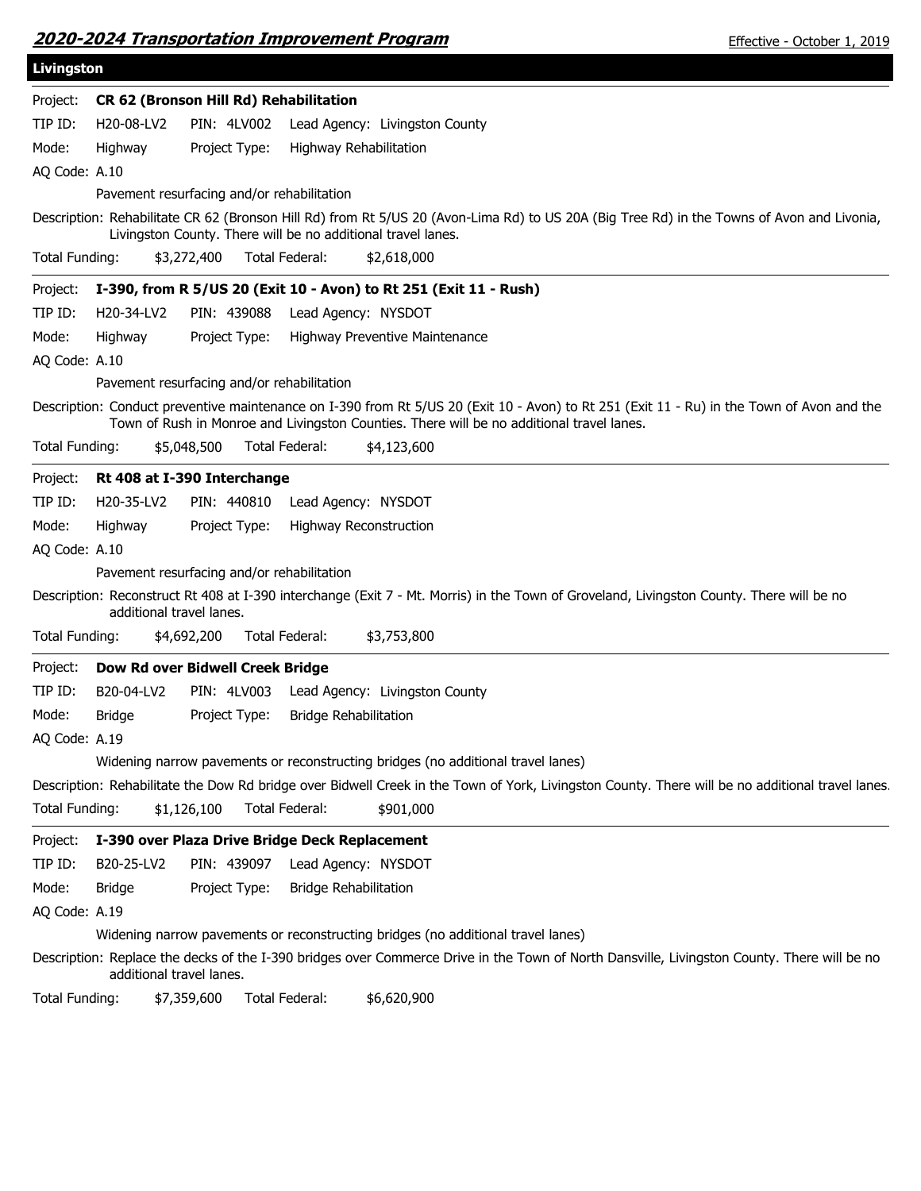## Livingston

**Project:** **CR 62 (Bronson Hill Rd) Rehabilitation**

TIP ID: H20-08-LV2 PIN: 4LV002 Lead Agency: Livingston County

Mode: Highway Project Type: Highway Rehabilitation

AQ Code: A.10

Pavement resurfacing and/or rehabilitation

Description: Rehabilitate CR 62 (Bronson Hill Rd) from Rt 5/US 20 (Avon-Lima Rd) to US 20A (Big Tree Rd) in the Towns of Avon and Livonia, Livingston County. There will be no additional travel lanes.

Total Funding: $3,272,400 Total Federal: $2,618,000

---

**Project:** **I-390, from R 5/US 20 (Exit 10 - Avon) to Rt 251 (Exit 11 - Rush)**

TIP ID: H20-34-LV2 PIN: 439088 Lead Agency: NYSDOT

Mode: Highway Project Type: Highway Preventive Maintenance

AQ Code: A.10

Pavement resurfacing and/or rehabilitation

Description: Conduct preventive maintenance on I-390 from Rt 5/US 20 (Exit 10 - Avon) to Rt 251 (Exit 11 - Ru) in the Town of Avon and the Town of Rush in Monroe and Livingston Counties. There will be no additional travel lanes.

Total Funding: $5,048,500 Total Federal: $4,123,600

---

**Project:** **Rt 408 at I-390 Interchange**

TIP ID: H20-35-LV2 PIN: 440810 Lead Agency: NYSDOT

Mode: Highway Project Type: Highway Reconstruction

AQ Code: A.10

Pavement resurfacing and/or rehabilitation

Description: Reconstruct Rt 408 at I-390 interchange (Exit 7 - Mt. Morris) in the Town of Groveland, Livingston County. There will be no additional travel lanes.

Total Funding: $4,692,200 Total Federal: $3,753,800

---

**Project:** **Dow Rd over Bidwell Creek Bridge**

TIP ID: B20-04-LV2 PIN: 4LV003 Lead Agency: Livingston County

Mode: Bridge Project Type: Bridge Rehabilitation

AQ Code: A.19

Widening narrow pavements or reconstructing bridges (no additional travel lanes)

Description: Rehabilitate the Dow Rd bridge over Bidwell Creek in the Town of York, Livingston County. There will be no additional travel lanes.

Total Funding: $1,126,100 Total Federal: $901,000

---

**Project:** **I-390 over Plaza Drive Bridge Deck Replacement**

TIP ID: B20-25-LV2 PIN: 439097 Lead Agency: NYSDOT

Mode: Bridge Project Type: Bridge Rehabilitation

AQ Code: A.19

Widening narrow pavements or reconstructing bridges (no additional travel lanes)

Description: Replace the decks of the I-390 bridges over Commerce Drive in the Town of North Dansville, Livingston County. There will be no additional travel lanes.

Total Funding: $7,359,600 Total Federal: $6,620,900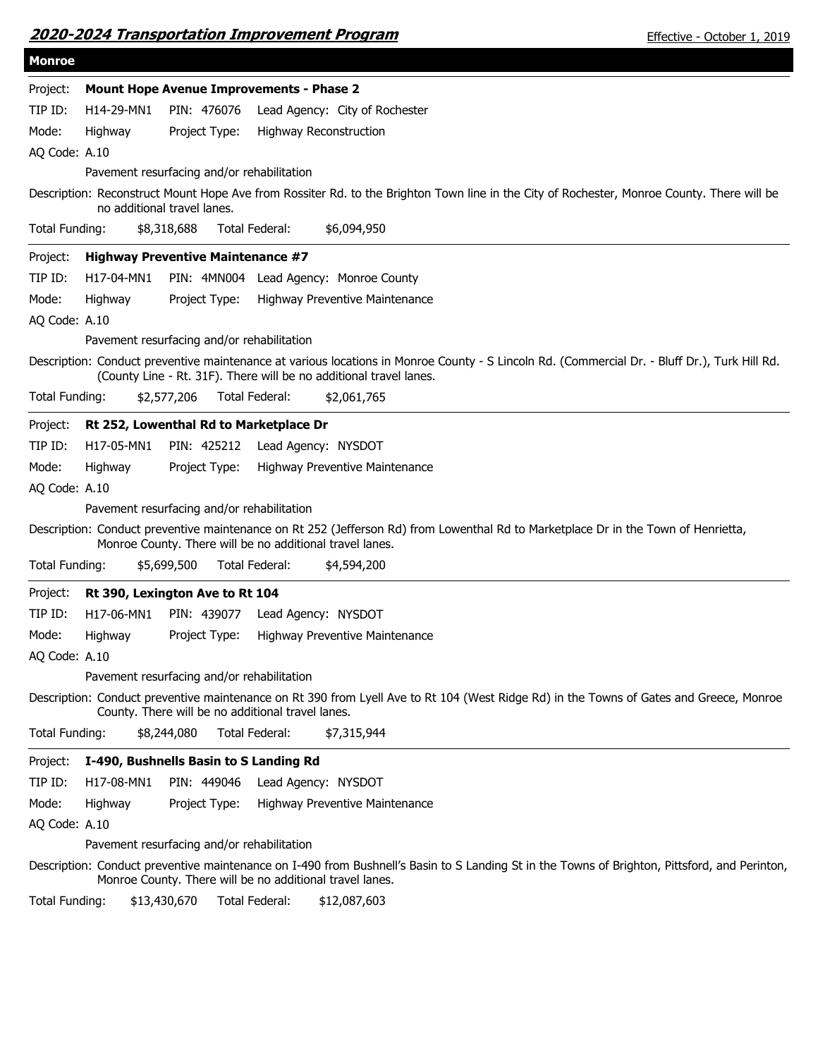## Monroe

**Project:** **Mount Hope Avenue Improvements - Phase 2**

TIP ID: H14-29-MN1 PIN: 476076 Lead Agency: City of Rochester

Mode: Highway Project Type: Highway Reconstruction

AQ Code: A.10

Pavement resurfacing and/or rehabilitation

Description: Reconstruct Mount Hope Ave from Rossiter Rd. to the Brighton Town line in the City of Rochester, Monroe County. There will be no additional travel lanes.

Total Funding: $8,318,688 Total Federal: $6,094,950

---

**Project:** **Highway Preventive Maintenance #7**

TIP ID: H17-04-MN1 PIN: 4MN004 Lead Agency: Monroe County

Mode: Highway Project Type: Highway Preventive Maintenance

AQ Code: A.10

Pavement resurfacing and/or rehabilitation

Description: Conduct preventive maintenance at various locations in Monroe County - S Lincoln Rd. (Commercial Dr. - Bluff Dr.), Turk Hill Rd. (County Line - Rt. 31F). There will be no additional travel lanes.

Total Funding: $2,577,206 Total Federal: $2,061,765

---

**Project:** **Rt 252, Lowenthal Rd to Marketplace Dr**

TIP ID: H17-05-MN1 PIN: 425212 Lead Agency: NYSDOT

Mode: Highway Project Type: Highway Preventive Maintenance

AQ Code: A.10

Pavement resurfacing and/or rehabilitation

Description: Conduct preventive maintenance on Rt 252 (Jefferson Rd) from Lowenthal Rd to Marketplace Dr in the Town of Henrietta, Monroe County. There will be no additional travel lanes.

Total Funding: $5,699,500 Total Federal: $4,594,200

---

**Project:** **Rt 390, Lexington Ave to Rt 104**

TIP ID: H17-06-MN1 PIN: 439077 Lead Agency: NYSDOT

Mode: Highway Project Type: Highway Preventive Maintenance

AQ Code: A.10

Pavement resurfacing and/or rehabilitation

Description: Conduct preventive maintenance on Rt 390 from Lyell Ave to Rt 104 (West Ridge Rd) in the Towns of Gates and Greece, Monroe County. There will be no additional travel lanes.

Total Funding: $8,244,080 Total Federal: $7,315,944

---

**Project:** **I-490, Bushnells Basin to S Landing Rd**

TIP ID: H17-08-MN1 PIN: 449046 Lead Agency: NYSDOT

Mode: Highway Project Type: Highway Preventive Maintenance

AQ Code: A.10

Pavement resurfacing and/or rehabilitation

Description: Conduct preventive maintenance on I-490 from Bushnell's Basin to S Landing St in the Towns of Brighton, Pittsford, and Perinton, Monroe County. There will be no additional travel lanes.

Total Funding: $13,430,670 Total Federal: $12,087,603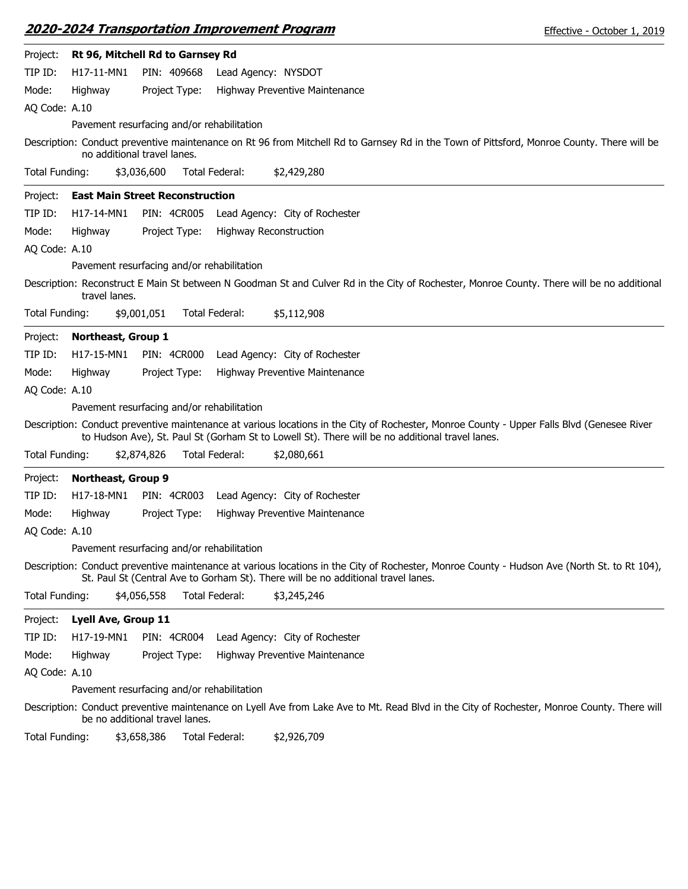Project: **Rt 96, Mitchell Rd to Garnsey Rd**

TIP ID: H17-11-MN1  PIN: 409668  Lead Agency: NYSDOT

Mode: Highway  Project Type: Highway Preventive Maintenance

AQ Code: A.10

Pavement resurfacing and/or rehabilitation

Description: Conduct preventive maintenance on Rt 96 from Mitchell Rd to Garnsey Rd in the Town of Pittsford, Monroe County. There will be no additional travel lanes.

Total Funding: $3,036,600  Total Federal: $2,429,280

---

Project: **East Main Street Reconstruction**

TIP ID: H17-14-MN1  PIN: 4CR005  Lead Agency: City of Rochester

Mode: Highway  Project Type: Highway Reconstruction

AQ Code: A.10

Pavement resurfacing and/or rehabilitation

Description: Reconstruct E Main St between N Goodman St and Culver Rd in the City of Rochester, Monroe County. There will be no additional travel lanes.

Total Funding: $9,001,051  Total Federal: $5,112,908

---

Project: **Northeast, Group 1**

TIP ID: H17-15-MN1  PIN: 4CR000  Lead Agency: City of Rochester

Mode: Highway  Project Type: Highway Preventive Maintenance

AQ Code: A.10

Pavement resurfacing and/or rehabilitation

Description: Conduct preventive maintenance at various locations in the City of Rochester, Monroe County - Upper Falls Blvd (Genesee River to Hudson Ave), St. Paul St (Gorham St to Lowell St). There will be no additional travel lanes.

Total Funding: $2,874,826  Total Federal: $2,080,661

---

Project: **Northeast, Group 9**

TIP ID: H17-18-MN1  PIN: 4CR003  Lead Agency: City of Rochester

Mode: Highway  Project Type: Highway Preventive Maintenance

AQ Code: A.10

Pavement resurfacing and/or rehabilitation

Description: Conduct preventive maintenance at various locations in the City of Rochester, Monroe County - Hudson Ave (North St. to Rt 104), St. Paul St (Central Ave to Gorham St). There will be no additional travel lanes.

Total Funding: $4,056,558  Total Federal: $3,245,246

---

Project: **Lyell Ave, Group 11**

TIP ID: H17-19-MN1  PIN: 4CR004  Lead Agency: City of Rochester

Mode: Highway  Project Type: Highway Preventive Maintenance

AQ Code: A.10

Pavement resurfacing and/or rehabilitation

Description: Conduct preventive maintenance on Lyell Ave from Lake Ave to Mt. Read Blvd in the City of Rochester, Monroe County. There will be no additional travel lanes.

Total Funding: $3,658,386  Total Federal: $2,926,709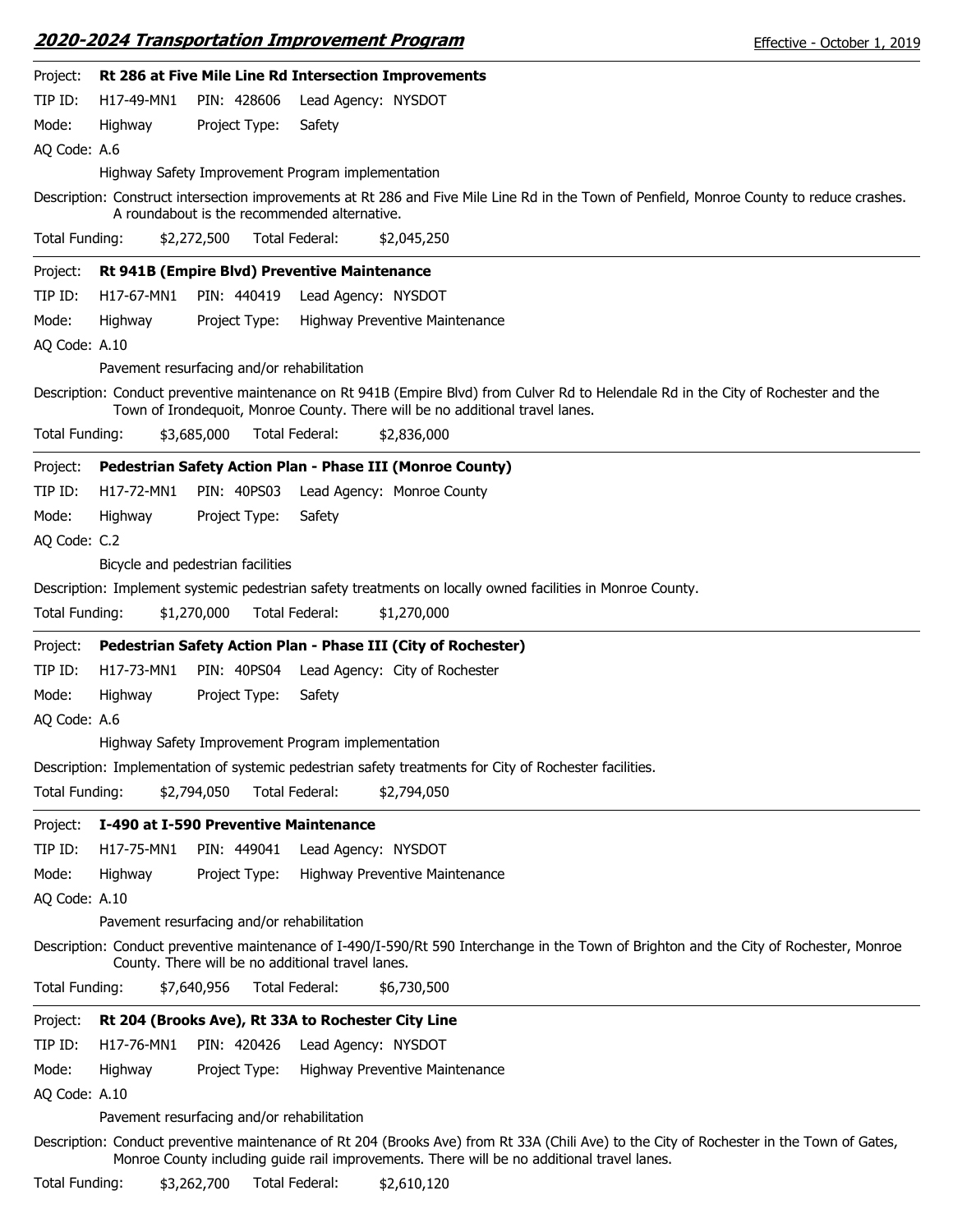Project: **Rt 286 at Five Mile Line Rd Intersection Improvements**

TIP ID: H17-49-MN1 PIN: 428606 Lead Agency: NYSDOT

Mode: Highway Project Type: Safety

AQ Code: A.6

Highway Safety Improvement Program implementation

Description: Construct intersection improvements at Rt 286 and Five Mile Line Rd in the Town of Penfield, Monroe County to reduce crashes. A roundabout is the recommended alternative.

Total Funding: $2,272,500 Total Federal: $2,045,250

---

Project: **Rt 941B (Empire Blvd) Preventive Maintenance**

TIP ID: H17-67-MN1 PIN: 440419 Lead Agency: NYSDOT

Mode: Highway Project Type: Highway Preventive Maintenance

AQ Code: A.10

Pavement resurfacing and/or rehabilitation

Description: Conduct preventive maintenance on Rt 941B (Empire Blvd) from Culver Rd to Helendale Rd in the City of Rochester and the Town of Irondequoit, Monroe County. There will be no additional travel lanes.

Total Funding: $3,685,000 Total Federal: $2,836,000

---

Project: **Pedestrian Safety Action Plan - Phase III (Monroe County)**

TIP ID: H17-72-MN1 PIN: 40PS03 Lead Agency: Monroe County

Mode: Highway Project Type: Safety

AQ Code: C.2

Bicycle and pedestrian facilities

Description: Implement systemic pedestrian safety treatments on locally owned facilities in Monroe County.

Total Funding: $1,270,000 Total Federal: $1,270,000

---

Project: **Pedestrian Safety Action Plan - Phase III (City of Rochester)**

TIP ID: H17-73-MN1 PIN: 40PS04 Lead Agency: City of Rochester

Mode: Highway Project Type: Safety

AQ Code: A.6

Highway Safety Improvement Program implementation

Description: Implementation of systemic pedestrian safety treatments for City of Rochester facilities.

Total Funding: $2,794,050 Total Federal: $2,794,050

---

Project: **I-490 at I-590 Preventive Maintenance**

TIP ID: H17-75-MN1 PIN: 449041 Lead Agency: NYSDOT

Mode: Highway Project Type: Highway Preventive Maintenance

AQ Code: A.10

Pavement resurfacing and/or rehabilitation

Description: Conduct preventive maintenance of I-490/I-590/Rt 590 Interchange in the Town of Brighton and the City of Rochester, Monroe County. There will be no additional travel lanes.

Total Funding: $7,640,956 Total Federal: $6,730,500

---

Project: **Rt 204 (Brooks Ave), Rt 33A to Rochester City Line**

TIP ID: H17-76-MN1 PIN: 420426 Lead Agency: NYSDOT

Mode: Highway Project Type: Highway Preventive Maintenance

AQ Code: A.10

Pavement resurfacing and/or rehabilitation

Description: Conduct preventive maintenance of Rt 204 (Brooks Ave) from Rt 33A (Chili Ave) to the City of Rochester in the Town of Gates, Monroe County including guide rail improvements. There will be no additional travel lanes.

Total Funding: $3,262,700 Total Federal: $2,610,120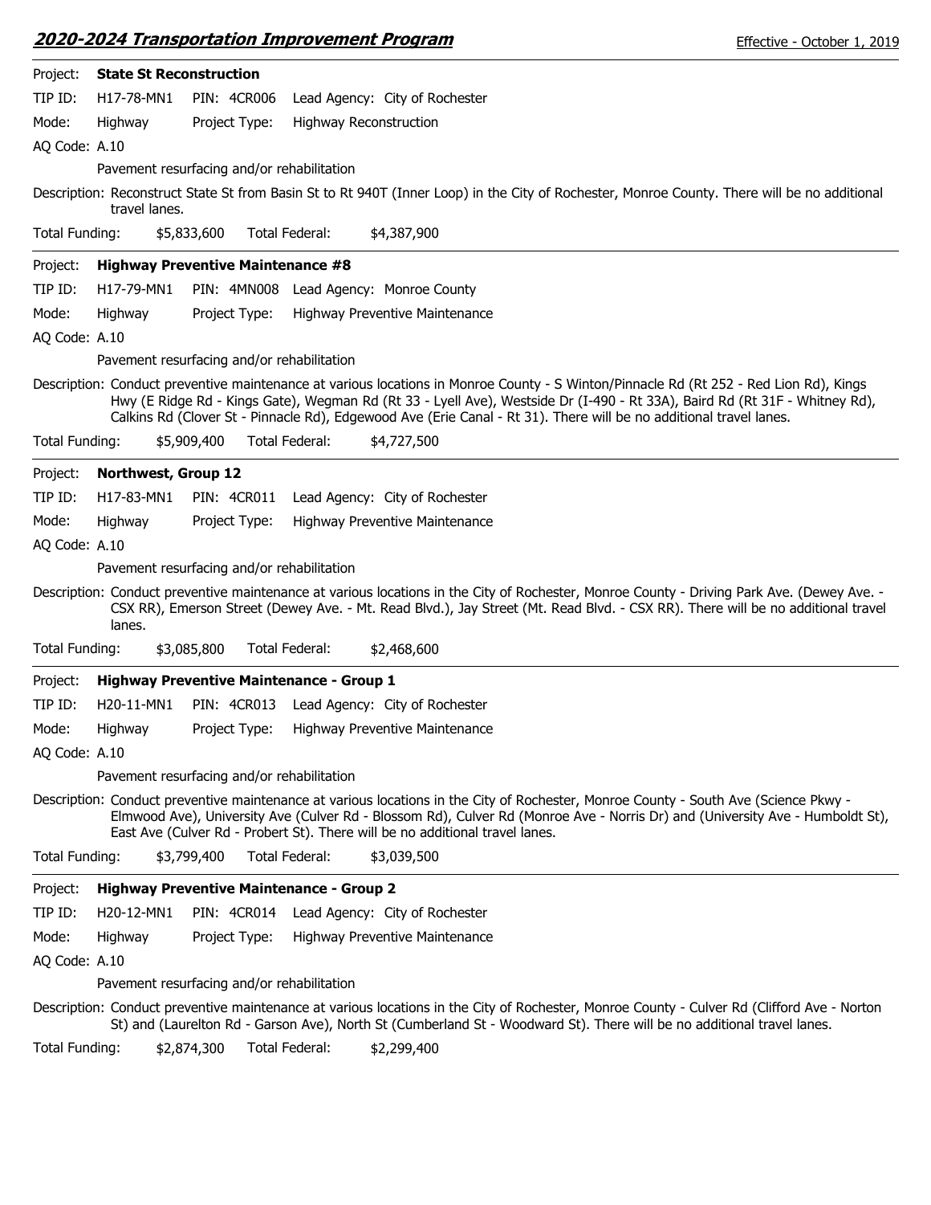Project: **State St Reconstruction**

TIP ID: H17-78-MN1 PIN: 4CR006 Lead Agency: City of Rochester

Mode: Highway Project Type: Highway Reconstruction

AQ Code: A.10

Pavement resurfacing and/or rehabilitation

Description: Reconstruct State St from Basin St to Rt 940T (Inner Loop) in the City of Rochester, Monroe County. There will be no additional travel lanes.

Total Funding: $5,833,600 Total Federal: $4,387,900

---

Project: **Highway Preventive Maintenance #8**

TIP ID: H17-79-MN1 PIN: 4MN008 Lead Agency: Monroe County

Mode: Highway Project Type: Highway Preventive Maintenance

AQ Code: A.10

Pavement resurfacing and/or rehabilitation

Description: Conduct preventive maintenance at various locations in Monroe County - S Winton/Pinnacle Rd (Rt 252 - Red Lion Rd), Kings Hwy (E Ridge Rd - Kings Gate), Wegman Rd (Rt 33 - Lyell Ave), Westside Dr (I-490 - Rt 33A), Baird Rd (Rt 31F - Whitney Rd), Calkins Rd (Clover St - Pinnacle Rd), Edgewood Ave (Erie Canal - Rt 31). There will be no additional travel lanes.

Total Funding: $5,909,400 Total Federal: $4,727,500

---

Project: **Northwest, Group 12**

TIP ID: H17-83-MN1 PIN: 4CR011 Lead Agency: City of Rochester

Mode: Highway Project Type: Highway Preventive Maintenance

AQ Code: A.10

Pavement resurfacing and/or rehabilitation

Description: Conduct preventive maintenance at various locations in the City of Rochester, Monroe County - Driving Park Ave. (Dewey Ave. - CSX RR), Emerson Street (Dewey Ave. - Mt. Read Blvd.), Jay Street (Mt. Read Blvd. - CSX RR). There will be no additional travel lanes.

Total Funding: $3,085,800 Total Federal: $2,468,600

---

Project: **Highway Preventive Maintenance - Group 1**

TIP ID: H20-11-MN1 PIN: 4CR013 Lead Agency: City of Rochester

Mode: Highway Project Type: Highway Preventive Maintenance

AQ Code: A.10

Pavement resurfacing and/or rehabilitation

Description: Conduct preventive maintenance at various locations in the City of Rochester, Monroe County - South Ave (Science Pkwy - Elmwood Ave), University Ave (Culver Rd - Blossom Rd), Culver Rd (Monroe Ave - Norris Dr) and (University Ave - Humboldt St), East Ave (Culver Rd - Probert St). There will be no additional travel lanes.

Total Funding: $3,799,400 Total Federal: $3,039,500

---

Project: **Highway Preventive Maintenance - Group 2**

TIP ID: H20-12-MN1 PIN: 4CR014 Lead Agency: City of Rochester

Mode: Highway Project Type: Highway Preventive Maintenance

AQ Code: A.10

Pavement resurfacing and/or rehabilitation

Description: Conduct preventive maintenance at various locations in the City of Rochester, Monroe County - Culver Rd (Clifford Ave - Norton St) and (Laurelton Rd - Garson Ave), North St (Cumberland St - Woodward St). There will be no additional travel lanes.

Total Funding: $2,874,300 Total Federal: $2,299,400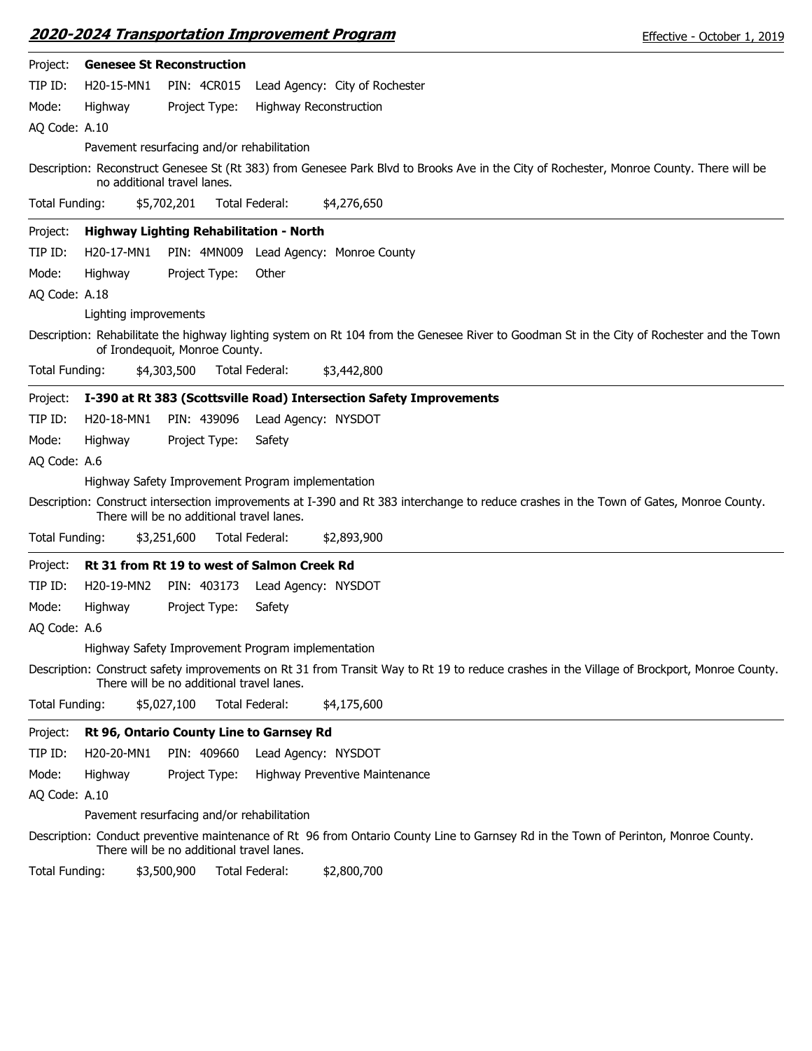Project: **Genesee St Reconstruction**

TIP ID: H20-15-MN1 PIN: 4CR015 Lead Agency: City of Rochester

Mode: Highway Project Type: Highway Reconstruction

AQ Code: A.10

Pavement resurfacing and/or rehabilitation

Description: Reconstruct Genesee St (Rt 383) from Genesee Park Blvd to Brooks Ave in the City of Rochester, Monroe County. There will be no additional travel lanes.

Total Funding: $5,702,201 Total Federal: $4,276,650

---

Project: **Highway Lighting Rehabilitation - North**

TIP ID: H20-17-MN1 PIN: 4MN009 Lead Agency: Monroe County

Mode: Highway Project Type: Other

AQ Code: A.18

Lighting improvements

Description: Rehabilitate the highway lighting system on Rt 104 from the Genesee River to Goodman St in the City of Rochester and the Town of Irondequoit, Monroe County.

Total Funding: $4,303,500 Total Federal: $3,442,800

---

Project: **I-390 at Rt 383 (Scottsville Road) Intersection Safety Improvements**

TIP ID: H20-18-MN1 PIN: 439096 Lead Agency: NYSDOT

Mode: Highway Project Type: Safety

AQ Code: A.6

Highway Safety Improvement Program implementation

Description: Construct intersection improvements at I-390 and Rt 383 interchange to reduce crashes in the Town of Gates, Monroe County. There will be no additional travel lanes.

Total Funding: $3,251,600 Total Federal: $2,893,900

---

Project: **Rt 31 from Rt 19 to west of Salmon Creek Rd**

TIP ID: H20-19-MN2 PIN: 403173 Lead Agency: NYSDOT

Mode: Highway Project Type: Safety

AQ Code: A.6

Highway Safety Improvement Program implementation

Description: Construct safety improvements on Rt 31 from Transit Way to Rt 19 to reduce crashes in the Village of Brockport, Monroe County. There will be no additional travel lanes.

Total Funding: $5,027,100 Total Federal: $4,175,600

---

Project: **Rt 96, Ontario County Line to Garnsey Rd**

TIP ID: H20-20-MN1 PIN: 409660 Lead Agency: NYSDOT

Mode: Highway Project Type: Highway Preventive Maintenance

AQ Code: A.10

Pavement resurfacing and/or rehabilitation

Description: Conduct preventive maintenance of Rt 96 from Ontario County Line to Garnsey Rd in the Town of Perinton, Monroe County. There will be no additional travel lanes.

Total Funding: $3,500,900 Total Federal: $2,800,700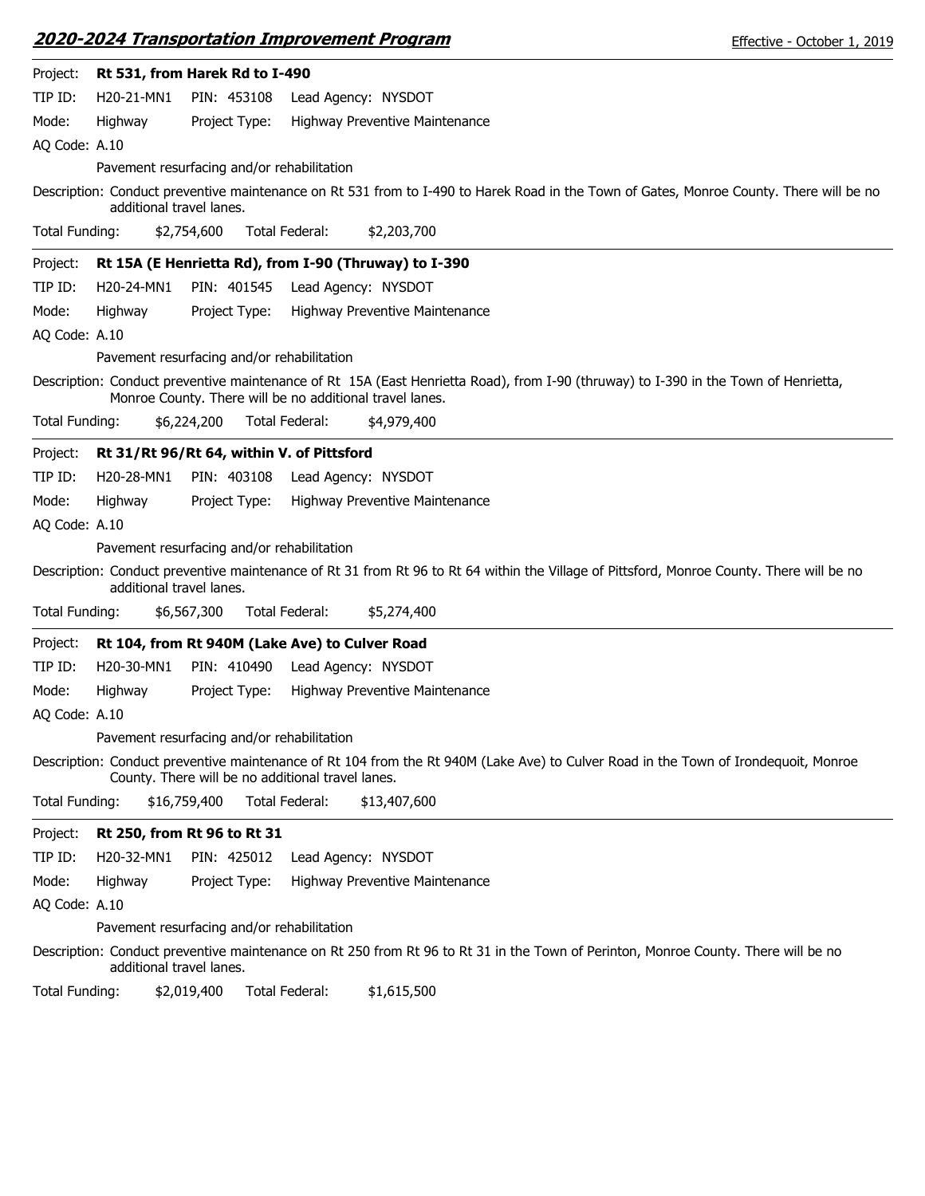**Project:** **Rt 531, from Harek Rd to I-490**

TIP ID: H20-21-MN1 PIN: 453108 Lead Agency: NYSDOT

Mode: Highway Project Type: Highway Preventive Maintenance

AQ Code: A.10

Pavement resurfacing and/or rehabilitation

Description: Conduct preventive maintenance on Rt 531 from to I-490 to Harek Road in the Town of Gates, Monroe County. There will be no additional travel lanes.

Total Funding: $2,754,600 Total Federal: $2,203,700

---

**Project:** **Rt 15A (E Henrietta Rd), from I-90 (Thruway) to I-390**

TIP ID: H20-24-MN1 PIN: 401545 Lead Agency: NYSDOT

Mode: Highway Project Type: Highway Preventive Maintenance

AQ Code: A.10

Pavement resurfacing and/or rehabilitation

Description: Conduct preventive maintenance of Rt 15A (East Henrietta Road), from I-90 (thruway) to I-390 in the Town of Henrietta, Monroe County. There will be no additional travel lanes.

Total Funding: $6,224,200 Total Federal: $4,979,400

---

**Project:** **Rt 31/Rt 96/Rt 64, within V. of Pittsford**

TIP ID: H20-28-MN1 PIN: 403108 Lead Agency: NYSDOT

Mode: Highway Project Type: Highway Preventive Maintenance

AQ Code: A.10

Pavement resurfacing and/or rehabilitation

Description: Conduct preventive maintenance of Rt 31 from Rt 96 to Rt 64 within the Village of Pittsford, Monroe County. There will be no additional travel lanes.

Total Funding: $6,567,300 Total Federal: $5,274,400

---

**Project:** **Rt 104, from Rt 940M (Lake Ave) to Culver Road**

TIP ID: H20-30-MN1 PIN: 410490 Lead Agency: NYSDOT

Mode: Highway Project Type: Highway Preventive Maintenance

AQ Code: A.10

Pavement resurfacing and/or rehabilitation

Description: Conduct preventive maintenance of Rt 104 from the Rt 940M (Lake Ave) to Culver Road in the Town of Irondequoit, Monroe County. There will be no additional travel lanes.

Total Funding: $16,759,400 Total Federal: $13,407,600

---

**Project:** **Rt 250, from Rt 96 to Rt 31**

TIP ID: H20-32-MN1 PIN: 425012 Lead Agency: NYSDOT

Mode: Highway Project Type: Highway Preventive Maintenance

AQ Code: A.10

Pavement resurfacing and/or rehabilitation

Description: Conduct preventive maintenance on Rt 250 from Rt 96 to Rt 31 in the Town of Perinton, Monroe County. There will be no additional travel lanes.

Total Funding: $2,019,400 Total Federal: $1,615,500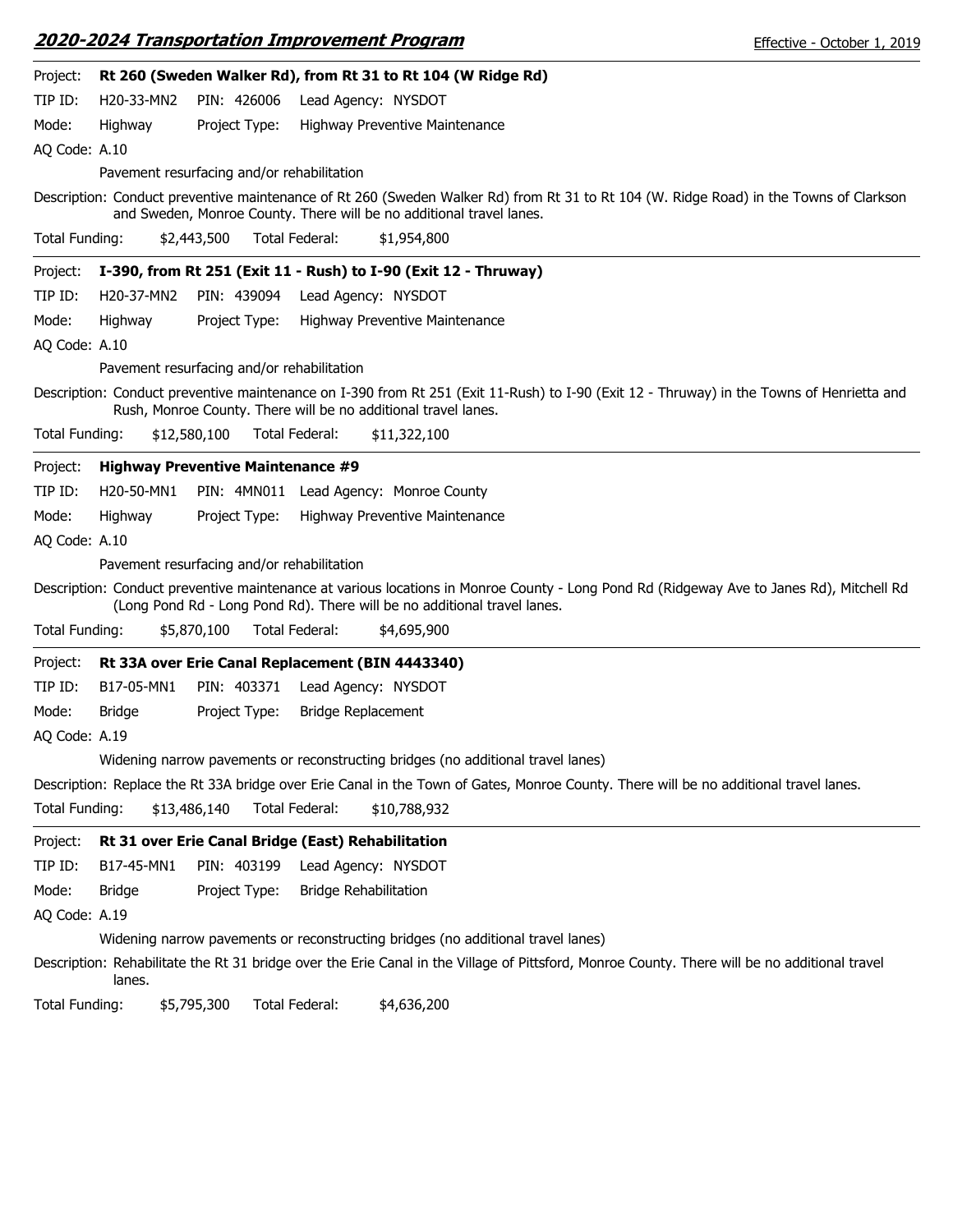Project: **Rt 260 (Sweden Walker Rd), from Rt 31 to Rt 104 (W Ridge Rd)**

TIP ID: H20-33-MN2 PIN: 426006 Lead Agency: NYSDOT

Mode: Highway Project Type: Highway Preventive Maintenance

AQ Code: A.10

Pavement resurfacing and/or rehabilitation

Description: Conduct preventive maintenance of Rt 260 (Sweden Walker Rd) from Rt 31 to Rt 104 (W. Ridge Road) in the Towns of Clarkson and Sweden, Monroe County. There will be no additional travel lanes.

Total Funding: $2,443,500 Total Federal: $1,954,800

---

Project: **I-390, from Rt 251 (Exit 11 - Rush) to I-90 (Exit 12 - Thruway)**

TIP ID: H20-37-MN2 PIN: 439094 Lead Agency: NYSDOT

Mode: Highway Project Type: Highway Preventive Maintenance

AQ Code: A.10

Pavement resurfacing and/or rehabilitation

Description: Conduct preventive maintenance on I-390 from Rt 251 (Exit 11-Rush) to I-90 (Exit 12 - Thruway) in the Towns of Henrietta and Rush, Monroe County. There will be no additional travel lanes.

Total Funding: $12,580,100 Total Federal: $11,322,100

---

Project: **Highway Preventive Maintenance #9**

TIP ID: H20-50-MN1 PIN: 4MN011 Lead Agency: Monroe County

Mode: Highway Project Type: Highway Preventive Maintenance

AQ Code: A.10

Pavement resurfacing and/or rehabilitation

Description: Conduct preventive maintenance at various locations in Monroe County - Long Pond Rd (Ridgeway Ave to Janes Rd), Mitchell Rd (Long Pond Rd - Long Pond Rd). There will be no additional travel lanes.

Total Funding: $5,870,100 Total Federal: $4,695,900

---

Project: **Rt 33A over Erie Canal Replacement (BIN 4443340)**

TIP ID: B17-05-MN1 PIN: 403371 Lead Agency: NYSDOT

Mode: Bridge Project Type: Bridge Replacement

AQ Code: A.19

Widening narrow pavements or reconstructing bridges (no additional travel lanes)

Description: Replace the Rt 33A bridge over Erie Canal in the Town of Gates, Monroe County. There will be no additional travel lanes.

Total Funding: $13,486,140 Total Federal: $10,788,932

---

Project: **Rt 31 over Erie Canal Bridge (East) Rehabilitation**

TIP ID: B17-45-MN1 PIN: 403199 Lead Agency: NYSDOT

Mode: Bridge Project Type: Bridge Rehabilitation

AQ Code: A.19

Widening narrow pavements or reconstructing bridges (no additional travel lanes)

Description: Rehabilitate the Rt 31 bridge over the Erie Canal in the Village of Pittsford, Monroe County. There will be no additional travel lanes.

Total Funding: $5,795,300 Total Federal: $4,636,200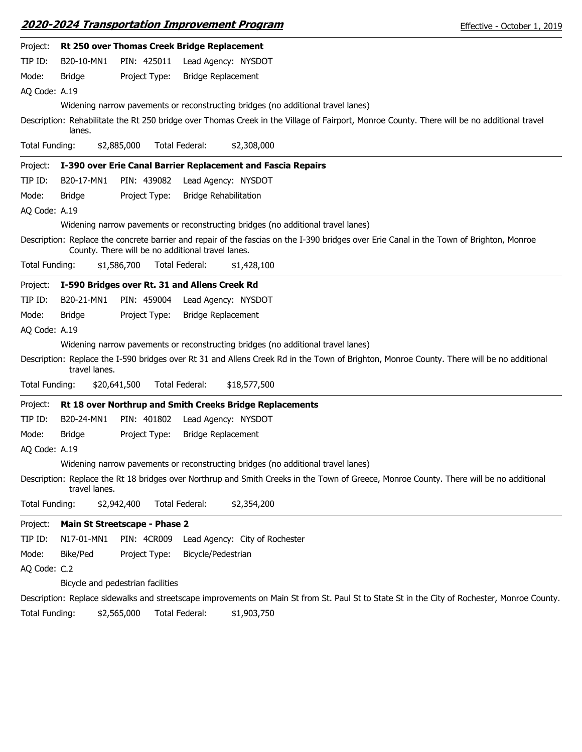**Project: Rt 250 over Thomas Creek Bridge Replacement**

TIP ID: B20-10-MN1 PIN: 425011 Lead Agency: NYSDOT

Mode: Bridge Project Type: Bridge Replacement

AQ Code: A.19

Widening narrow pavements or reconstructing bridges (no additional travel lanes)

Description: Rehabilitate the Rt 250 bridge over Thomas Creek in the Village of Fairport, Monroe County. There will be no additional travel lanes.

Total Funding: $2,885,000 Total Federal: $2,308,000

---

**Project: I-390 over Erie Canal Barrier Replacement and Fascia Repairs**

TIP ID: B20-17-MN1 PIN: 439082 Lead Agency: NYSDOT

Mode: Bridge Project Type: Bridge Rehabilitation

AQ Code: A.19

Widening narrow pavements or reconstructing bridges (no additional travel lanes)

Description: Replace the concrete barrier and repair of the fascias on the I-390 bridges over Erie Canal in the Town of Brighton, Monroe County. There will be no additional travel lanes.

Total Funding: $1,586,700 Total Federal: $1,428,100

---

**Project: I-590 Bridges over Rt. 31 and Allens Creek Rd**

TIP ID: B20-21-MN1 PIN: 459004 Lead Agency: NYSDOT

Mode: Bridge Project Type: Bridge Replacement

AQ Code: A.19

Widening narrow pavements or reconstructing bridges (no additional travel lanes)

Description: Replace the I-590 bridges over Rt 31 and Allens Creek Rd in the Town of Brighton, Monroe County. There will be no additional travel lanes.

Total Funding: $20,641,500 Total Federal: $18,577,500

---

**Project: Rt 18 over Northrup and Smith Creeks Bridge Replacements**

TIP ID: B20-24-MN1 PIN: 401802 Lead Agency: NYSDOT

Mode: Bridge Project Type: Bridge Replacement

AQ Code: A.19

Widening narrow pavements or reconstructing bridges (no additional travel lanes)

Description: Replace the Rt 18 bridges over Northrup and Smith Creeks in the Town of Greece, Monroe County. There will be no additional travel lanes.

Total Funding: $2,942,400 Total Federal: $2,354,200

---

**Project: Main St Streetscape - Phase 2**

TIP ID: N17-01-MN1 PIN: 4CR009 Lead Agency: City of Rochester

Mode: Bike/Ped Project Type: Bicycle/Pedestrian

AQ Code: C.2

Bicycle and pedestrian facilities

Description: Replace sidewalks and streetscape improvements on Main St from St. Paul St to State St in the City of Rochester, Monroe County.

Total Funding: $2,565,000 Total Federal: $1,903,750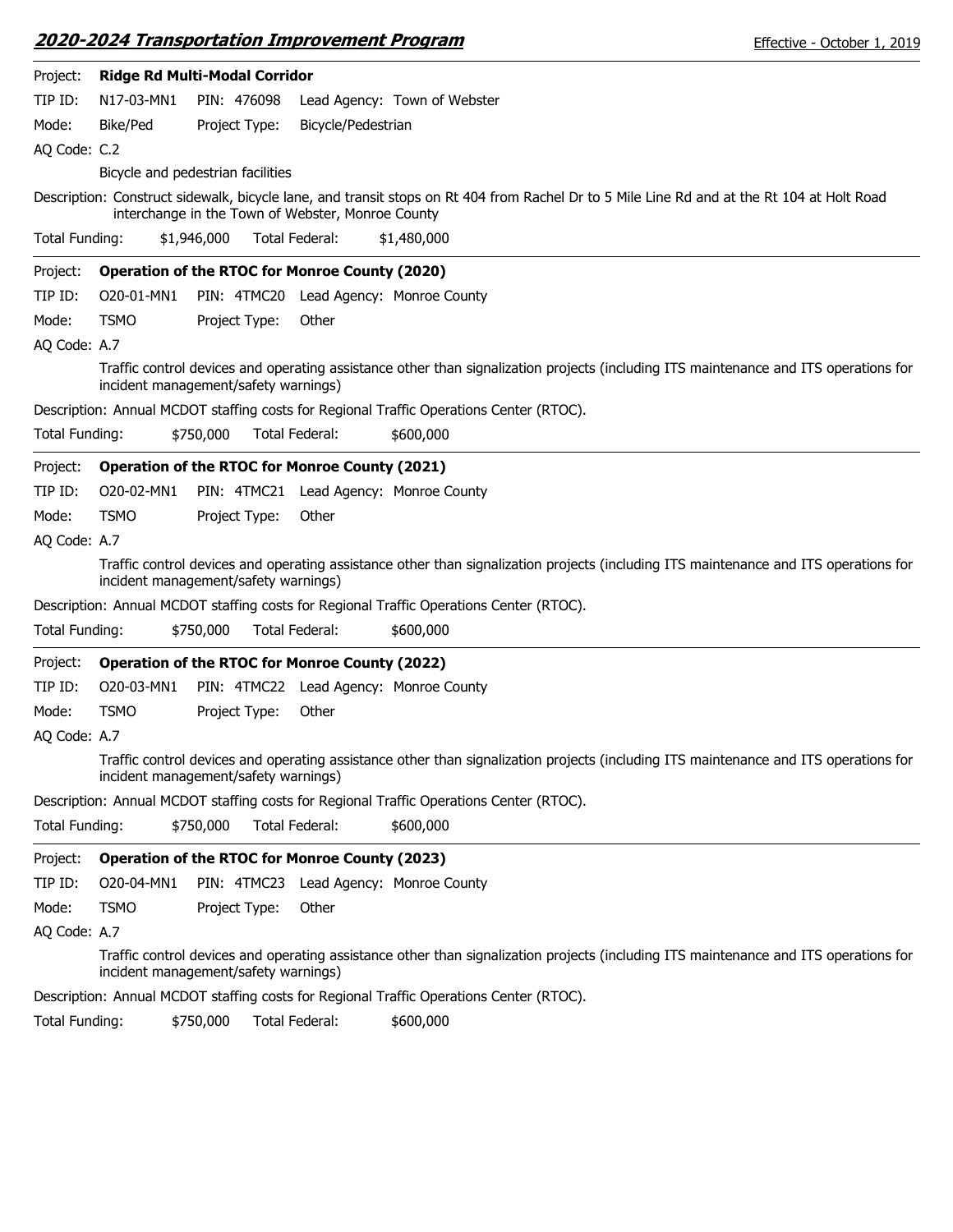Project: **Ridge Rd Multi-Modal Corridor**

TIP ID: N17-03-MN1 PIN: 476098 Lead Agency: Town of Webster

Mode: Bike/Ped Project Type: Bicycle/Pedestrian

AQ Code: C.2

Bicycle and pedestrian facilities

Description: Construct sidewalk, bicycle lane, and transit stops on Rt 404 from Rachel Dr to 5 Mile Line Rd and at the Rt 104 at Holt Road interchange in the Town of Webster, Monroe County

Total Funding: $1,946,000 Total Federal: $1,480,000

---

Project: **Operation of the RTOC for Monroe County (2020)**

TIP ID: O20-01-MN1 PIN: 4TMC20 Lead Agency: Monroe County

Mode: TSMO Project Type: Other

AQ Code: A.7

Traffic control devices and operating assistance other than signalization projects (including ITS maintenance and ITS operations for incident management/safety warnings)

Description: Annual MCDOT staffing costs for Regional Traffic Operations Center (RTOC).

Total Funding: $750,000 Total Federal: $600,000

---

Project: **Operation of the RTOC for Monroe County (2021)**

TIP ID: O20-02-MN1 PIN: 4TMC21 Lead Agency: Monroe County

Mode: TSMO Project Type: Other

AQ Code: A.7

Traffic control devices and operating assistance other than signalization projects (including ITS maintenance and ITS operations for incident management/safety warnings)

Description: Annual MCDOT staffing costs for Regional Traffic Operations Center (RTOC).

Total Funding: $750,000 Total Federal: $600,000

---

Project: **Operation of the RTOC for Monroe County (2022)**

TIP ID: O20-03-MN1 PIN: 4TMC22 Lead Agency: Monroe County

Mode: TSMO Project Type: Other

AQ Code: A.7

Traffic control devices and operating assistance other than signalization projects (including ITS maintenance and ITS operations for incident management/safety warnings)

Description: Annual MCDOT staffing costs for Regional Traffic Operations Center (RTOC).

Total Funding: $750,000 Total Federal: $600,000

---

Project: **Operation of the RTOC for Monroe County (2023)**

TIP ID: O20-04-MN1 PIN: 4TMC23 Lead Agency: Monroe County

Mode: TSMO Project Type: Other

AQ Code: A.7

Traffic control devices and operating assistance other than signalization projects (including ITS maintenance and ITS operations for incident management/safety warnings)

Description: Annual MCDOT staffing costs for Regional Traffic Operations Center (RTOC).

Total Funding: $750,000 Total Federal: $600,000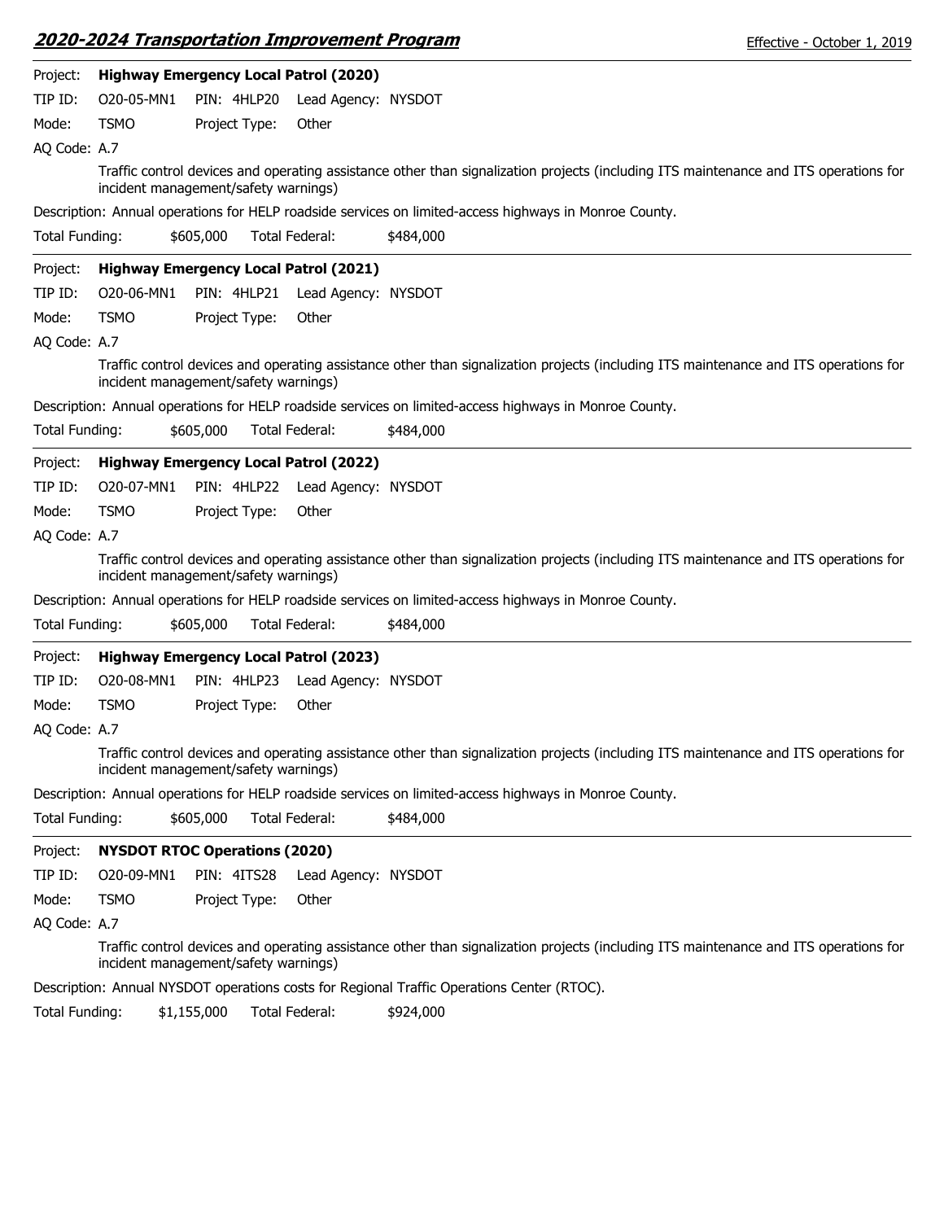Project: **Highway Emergency Local Patrol (2020)**

TIP ID: O20-05-MN1   PIN: 4HLP20   Lead Agency: NYSDOT

Mode: TSMO   Project Type: Other

AQ Code: A.7

Traffic control devices and operating assistance other than signalization projects (including ITS maintenance and ITS operations for incident management/safety warnings)

Description: Annual operations for HELP roadside services on limited-access highways in Monroe County.

Total Funding: $605,000   Total Federal: $484,000

---

Project: **Highway Emergency Local Patrol (2021)**

TIP ID: O20-06-MN1   PIN: 4HLP21   Lead Agency: NYSDOT

Mode: TSMO   Project Type: Other

AQ Code: A.7

Traffic control devices and operating assistance other than signalization projects (including ITS maintenance and ITS operations for incident management/safety warnings)

Description: Annual operations for HELP roadside services on limited-access highways in Monroe County.

Total Funding: $605,000   Total Federal: $484,000

---

Project: **Highway Emergency Local Patrol (2022)**

TIP ID: O20-07-MN1   PIN: 4HLP22   Lead Agency: NYSDOT

Mode: TSMO   Project Type: Other

AQ Code: A.7

Traffic control devices and operating assistance other than signalization projects (including ITS maintenance and ITS operations for incident management/safety warnings)

Description: Annual operations for HELP roadside services on limited-access highways in Monroe County.

Total Funding: $605,000   Total Federal: $484,000

---

Project: **Highway Emergency Local Patrol (2023)**

TIP ID: O20-08-MN1   PIN: 4HLP23   Lead Agency: NYSDOT

Mode: TSMO   Project Type: Other

AQ Code: A.7

Traffic control devices and operating assistance other than signalization projects (including ITS maintenance and ITS operations for incident management/safety warnings)

Description: Annual operations for HELP roadside services on limited-access highways in Monroe County.

Total Funding: $605,000   Total Federal: $484,000

---

Project: **NYSDOT RTOC Operations (2020)**

TIP ID: O20-09-MN1   PIN: 4ITS28   Lead Agency: NYSDOT

Mode: TSMO   Project Type: Other

AQ Code: A.7

Traffic control devices and operating assistance other than signalization projects (including ITS maintenance and ITS operations for incident management/safety warnings)

Description: Annual NYSDOT operations costs for Regional Traffic Operations Center (RTOC).

Total Funding: $1,155,000   Total Federal: $924,000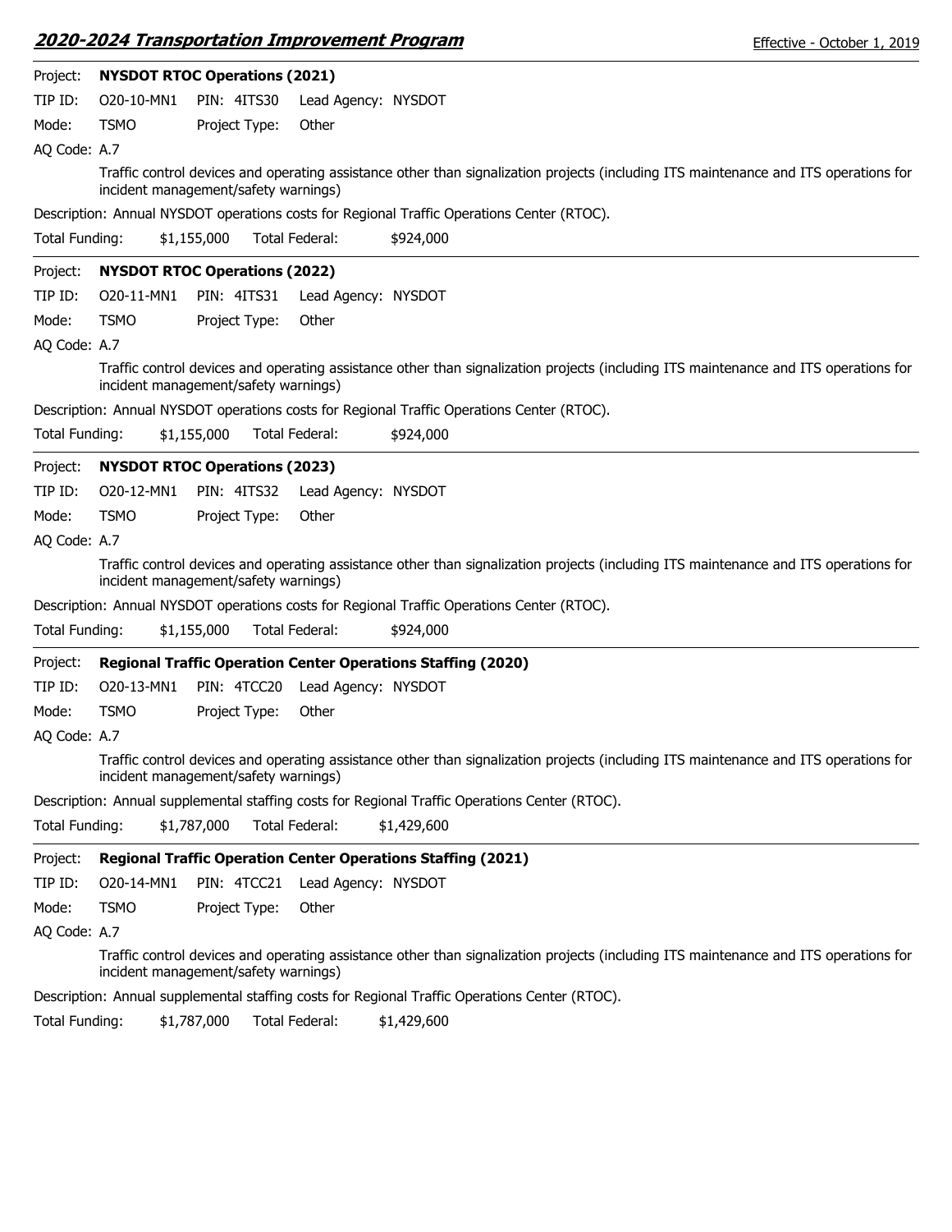Project: **NYSDOT RTOC Operations (2021)**

TIP ID: O20-10-MN1 PIN: 4ITS30 Lead Agency: NYSDOT

Mode: TSMO Project Type: Other

AQ Code: A.7

Traffic control devices and operating assistance other than signalization projects (including ITS maintenance and ITS operations for incident management/safety warnings)

Description: Annual NYSDOT operations costs for Regional Traffic Operations Center (RTOC).

Total Funding: $1,155,000 Total Federal: $924,000

---

Project: **NYSDOT RTOC Operations (2022)**

TIP ID: O20-11-MN1 PIN: 4ITS31 Lead Agency: NYSDOT

Mode: TSMO Project Type: Other

AQ Code: A.7

Traffic control devices and operating assistance other than signalization projects (including ITS maintenance and ITS operations for incident management/safety warnings)

Description: Annual NYSDOT operations costs for Regional Traffic Operations Center (RTOC).

Total Funding: $1,155,000 Total Federal: $924,000

---

Project: **NYSDOT RTOC Operations (2023)**

TIP ID: O20-12-MN1 PIN: 4ITS32 Lead Agency: NYSDOT

Mode: TSMO Project Type: Other

AQ Code: A.7

Traffic control devices and operating assistance other than signalization projects (including ITS maintenance and ITS operations for incident management/safety warnings)

Description: Annual NYSDOT operations costs for Regional Traffic Operations Center (RTOC).

Total Funding: $1,155,000 Total Federal: $924,000

---

Project: **Regional Traffic Operation Center Operations Staffing (2020)**

TIP ID: O20-13-MN1 PIN: 4TCC20 Lead Agency: NYSDOT

Mode: TSMO Project Type: Other

AQ Code: A.7

Traffic control devices and operating assistance other than signalization projects (including ITS maintenance and ITS operations for incident management/safety warnings)

Description: Annual supplemental staffing costs for Regional Traffic Operations Center (RTOC).

Total Funding: $1,787,000 Total Federal: $1,429,600

---

Project: **Regional Traffic Operation Center Operations Staffing (2021)**

TIP ID: O20-14-MN1 PIN: 4TCC21 Lead Agency: NYSDOT

Mode: TSMO Project Type: Other

AQ Code: A.7

Traffic control devices and operating assistance other than signalization projects (including ITS maintenance and ITS operations for incident management/safety warnings)

Description: Annual supplemental staffing costs for Regional Traffic Operations Center (RTOC).

Total Funding: $1,787,000 Total Federal: $1,429,600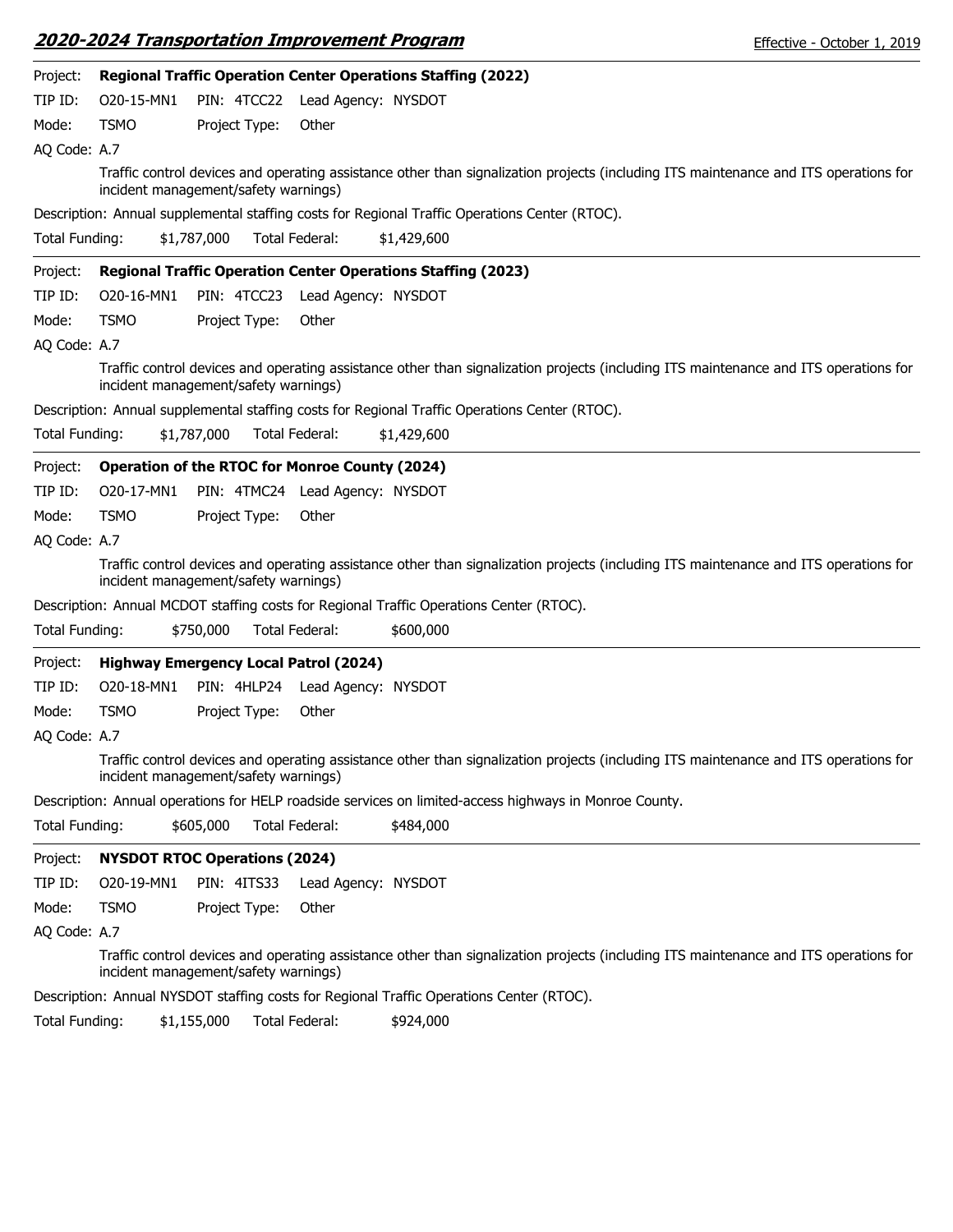Project: **Regional Traffic Operation Center Operations Staffing (2022)**

TIP ID: O20-15-MN1 PIN: 4TCC22 Lead Agency: NYSDOT

Mode: TSMO Project Type: Other

AQ Code: A.7

Traffic control devices and operating assistance other than signalization projects (including ITS maintenance and ITS operations for incident management/safety warnings)

Description: Annual supplemental staffing costs for Regional Traffic Operations Center (RTOC).

Total Funding: $1,787,000 Total Federal: $1,429,600

---

Project: **Regional Traffic Operation Center Operations Staffing (2023)**

TIP ID: O20-16-MN1 PIN: 4TCC23 Lead Agency: NYSDOT

Mode: TSMO Project Type: Other

AQ Code: A.7

Traffic control devices and operating assistance other than signalization projects (including ITS maintenance and ITS operations for incident management/safety warnings)

Description: Annual supplemental staffing costs for Regional Traffic Operations Center (RTOC).

Total Funding: $1,787,000 Total Federal: $1,429,600

---

Project: **Operation of the RTOC for Monroe County (2024)**

TIP ID: O20-17-MN1 PIN: 4TMC24 Lead Agency: NYSDOT

Mode: TSMO Project Type: Other

AQ Code: A.7

Traffic control devices and operating assistance other than signalization projects (including ITS maintenance and ITS operations for incident management/safety warnings)

Description: Annual MCDOT staffing costs for Regional Traffic Operations Center (RTOC).

Total Funding: $750,000 Total Federal: $600,000

---

Project: **Highway Emergency Local Patrol (2024)**

TIP ID: O20-18-MN1 PIN: 4HLP24 Lead Agency: NYSDOT

Mode: TSMO Project Type: Other

AQ Code: A.7

Traffic control devices and operating assistance other than signalization projects (including ITS maintenance and ITS operations for incident management/safety warnings)

Description: Annual operations for HELP roadside services on limited-access highways in Monroe County.

Total Funding: $605,000 Total Federal: $484,000

---

Project: **NYSDOT RTOC Operations (2024)**

TIP ID: O20-19-MN1 PIN: 4ITS33 Lead Agency: NYSDOT

Mode: TSMO Project Type: Other

AQ Code: A.7

Traffic control devices and operating assistance other than signalization projects (including ITS maintenance and ITS operations for incident management/safety warnings)

Description: Annual NYSDOT staffing costs for Regional Traffic Operations Center (RTOC).

Total Funding: $1,155,000 Total Federal: $924,000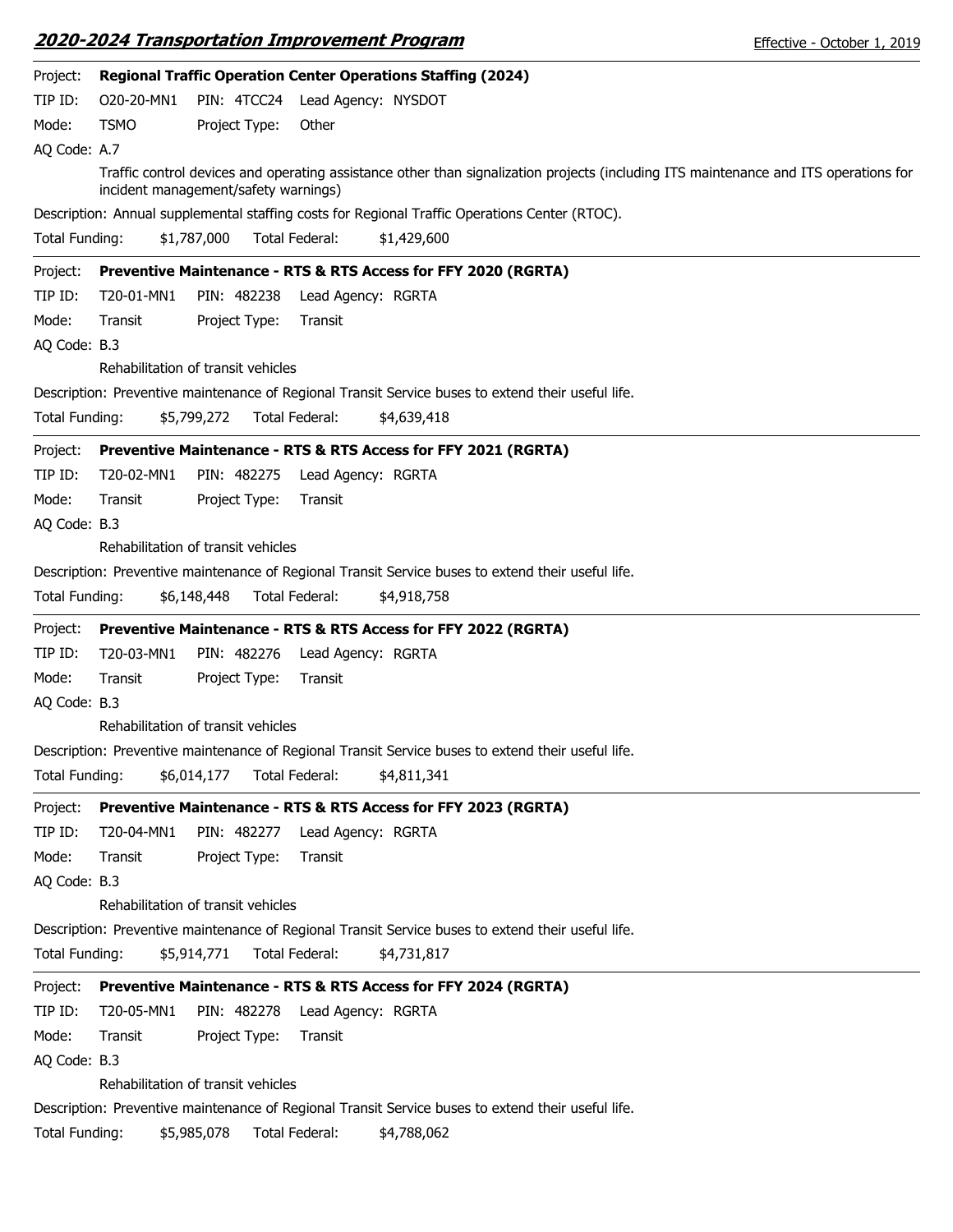Project: **Regional Traffic Operation Center Operations Staffing (2024)**

TIP ID: O20-20-MN1 PIN: 4TCC24 Lead Agency: NYSDOT

Mode: TSMO Project Type: Other

AQ Code: A.7

Traffic control devices and operating assistance other than signalization projects (including ITS maintenance and ITS operations for incident management/safety warnings)

Description: Annual supplemental staffing costs for Regional Traffic Operations Center (RTOC).

Total Funding: $1,787,000 Total Federal: $1,429,600

---

Project: **Preventive Maintenance - RTS & RTS Access for FFY 2020 (RGRTA)**

TIP ID: T20-01-MN1 PIN: 482238 Lead Agency: RGRTA

Mode: Transit Project Type: Transit

AQ Code: B.3

Rehabilitation of transit vehicles

Description: Preventive maintenance of Regional Transit Service buses to extend their useful life.

Total Funding: $5,799,272 Total Federal: $4,639,418

---

Project: **Preventive Maintenance - RTS & RTS Access for FFY 2021 (RGRTA)**

TIP ID: T20-02-MN1 PIN: 482275 Lead Agency: RGRTA

Mode: Transit Project Type: Transit

AQ Code: B.3

Rehabilitation of transit vehicles

Description: Preventive maintenance of Regional Transit Service buses to extend their useful life.

Total Funding: $6,148,448 Total Federal: $4,918,758

---

Project: **Preventive Maintenance - RTS & RTS Access for FFY 2022 (RGRTA)**

TIP ID: T20-03-MN1 PIN: 482276 Lead Agency: RGRTA

Mode: Transit Project Type: Transit

AQ Code: B.3

Rehabilitation of transit vehicles

Description: Preventive maintenance of Regional Transit Service buses to extend their useful life.

Total Funding: $6,014,177 Total Federal: $4,811,341

---

Project: **Preventive Maintenance - RTS & RTS Access for FFY 2023 (RGRTA)**

TIP ID: T20-04-MN1 PIN: 482277 Lead Agency: RGRTA

Mode: Transit Project Type: Transit

AQ Code: B.3

Rehabilitation of transit vehicles

Description: Preventive maintenance of Regional Transit Service buses to extend their useful life.

Total Funding: $5,914,771 Total Federal: $4,731,817

---

Project: **Preventive Maintenance - RTS & RTS Access for FFY 2024 (RGRTA)**

TIP ID: T20-05-MN1 PIN: 482278 Lead Agency: RGRTA

Mode: Transit Project Type: Transit

AQ Code: B.3

Rehabilitation of transit vehicles

Description: Preventive maintenance of Regional Transit Service buses to extend their useful life.

Total Funding: $5,985,078 Total Federal: $4,788,062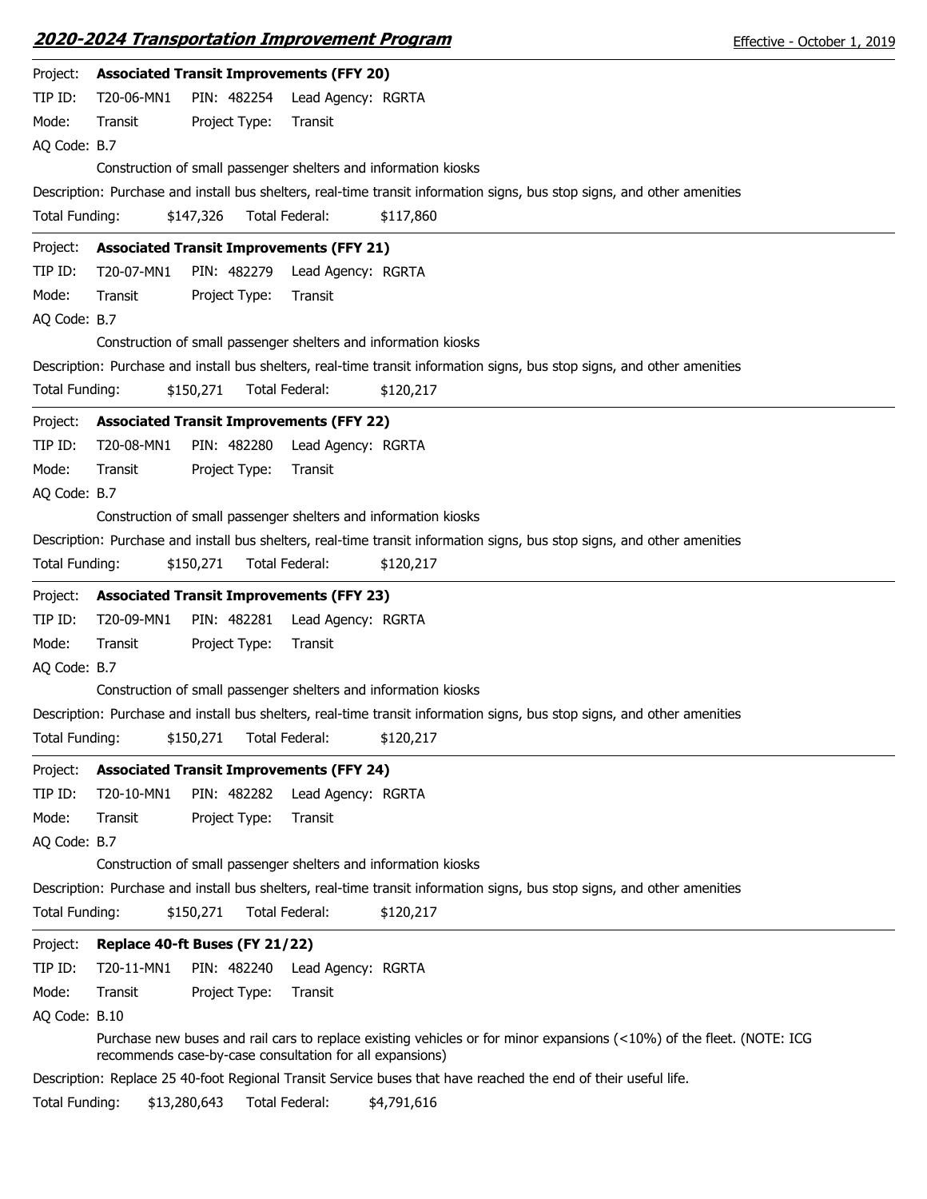Project: **Associated Transit Improvements (FFY 20)**

TIP ID: T20-06-MN1 PIN: 482254 Lead Agency: RGRTA

Mode: Transit Project Type: Transit

AQ Code: B.7

Construction of small passenger shelters and information kiosks

Description: Purchase and install bus shelters, real-time transit information signs, bus stop signs, and other amenities

Total Funding: $147,326 Total Federal: $117,860

---

Project: **Associated Transit Improvements (FFY 21)**

TIP ID: T20-07-MN1 PIN: 482279 Lead Agency: RGRTA

Mode: Transit Project Type: Transit

AQ Code: B.7

Construction of small passenger shelters and information kiosks

Description: Purchase and install bus shelters, real-time transit information signs, bus stop signs, and other amenities

Total Funding: $150,271 Total Federal: $120,217

---

Project: **Associated Transit Improvements (FFY 22)**

TIP ID: T20-08-MN1 PIN: 482280 Lead Agency: RGRTA

Mode: Transit Project Type: Transit

AQ Code: B.7

Construction of small passenger shelters and information kiosks

Description: Purchase and install bus shelters, real-time transit information signs, bus stop signs, and other amenities

Total Funding: $150,271 Total Federal: $120,217

---

Project: **Associated Transit Improvements (FFY 23)**

TIP ID: T20-09-MN1 PIN: 482281 Lead Agency: RGRTA

Mode: Transit Project Type: Transit

AQ Code: B.7

Construction of small passenger shelters and information kiosks

Description: Purchase and install bus shelters, real-time transit information signs, bus stop signs, and other amenities

Total Funding: $150,271 Total Federal: $120,217

---

Project: **Associated Transit Improvements (FFY 24)**

TIP ID: T20-10-MN1 PIN: 482282 Lead Agency: RGRTA

Mode: Transit Project Type: Transit

AQ Code: B.7

Construction of small passenger shelters and information kiosks

Description: Purchase and install bus shelters, real-time transit information signs, bus stop signs, and other amenities

Total Funding: $150,271 Total Federal: $120,217

---

Project: **Replace 40-ft Buses (FY 21/22)**

TIP ID: T20-11-MN1 PIN: 482240 Lead Agency: RGRTA

Mode: Transit Project Type: Transit

AQ Code: B.10

Purchase new buses and rail cars to replace existing vehicles or for minor expansions (<10%) of the fleet. (NOTE: ICG recommends case-by-case consultation for all expansions)

Description: Replace 25 40-foot Regional Transit Service buses that have reached the end of their useful life.

Total Funding: $13,280,643 Total Federal: $4,791,616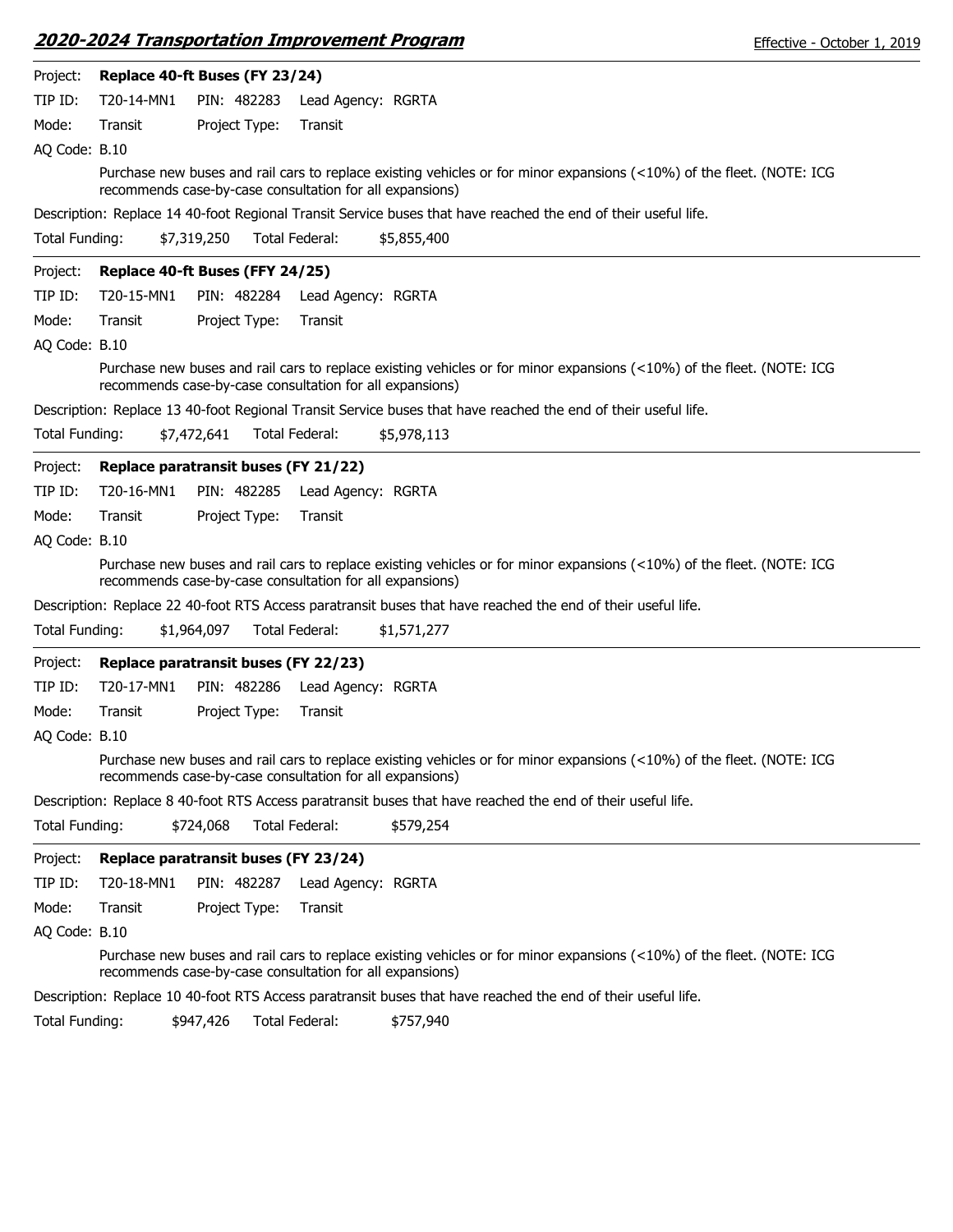Project: **Replace 40-ft Buses (FY 23/24)**

TIP ID: T20-14-MN1 PIN: 482283 Lead Agency: RGRTA

Mode: Transit Project Type: Transit

AQ Code: B.10

Purchase new buses and rail cars to replace existing vehicles or for minor expansions (<10%) of the fleet. (NOTE: ICG recommends case-by-case consultation for all expansions)

Description: Replace 14 40-foot Regional Transit Service buses that have reached the end of their useful life.

Total Funding: $7,319,250 Total Federal: $5,855,400

---

Project: **Replace 40-ft Buses (FFY 24/25)**

TIP ID: T20-15-MN1 PIN: 482284 Lead Agency: RGRTA

Mode: Transit Project Type: Transit

AQ Code: B.10

Purchase new buses and rail cars to replace existing vehicles or for minor expansions (<10%) of the fleet. (NOTE: ICG recommends case-by-case consultation for all expansions)

Description: Replace 13 40-foot Regional Transit Service buses that have reached the end of their useful life.

Total Funding: $7,472,641 Total Federal: $5,978,113

---

Project: **Replace paratransit buses (FY 21/22)**

TIP ID: T20-16-MN1 PIN: 482285 Lead Agency: RGRTA

Mode: Transit Project Type: Transit

AQ Code: B.10

Purchase new buses and rail cars to replace existing vehicles or for minor expansions (<10%) of the fleet. (NOTE: ICG recommends case-by-case consultation for all expansions)

Description: Replace 22 40-foot RTS Access paratransit buses that have reached the end of their useful life.

Total Funding: $1,964,097 Total Federal: $1,571,277

---

Project: **Replace paratransit buses (FY 22/23)**

TIP ID: T20-17-MN1 PIN: 482286 Lead Agency: RGRTA

Mode: Transit Project Type: Transit

AQ Code: B.10

Purchase new buses and rail cars to replace existing vehicles or for minor expansions (<10%) of the fleet. (NOTE: ICG recommends case-by-case consultation for all expansions)

Description: Replace 8 40-foot RTS Access paratransit buses that have reached the end of their useful life.

Total Funding: $724,068 Total Federal: $579,254

---

Project: **Replace paratransit buses (FY 23/24)**

TIP ID: T20-18-MN1 PIN: 482287 Lead Agency: RGRTA

Mode: Transit Project Type: Transit

AQ Code: B.10

Purchase new buses and rail cars to replace existing vehicles or for minor expansions (<10%) of the fleet. (NOTE: ICG recommends case-by-case consultation for all expansions)

Description: Replace 10 40-foot RTS Access paratransit buses that have reached the end of their useful life.

Total Funding: $947,426 Total Federal: $757,940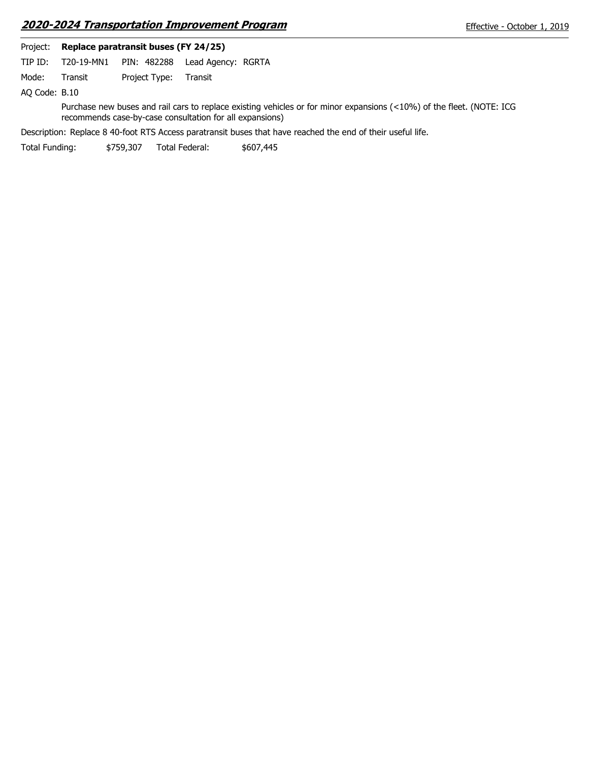Project: **Replace paratransit buses (FY 24/25)**

TIP ID: T20-19-MN1 PIN: 482288 Lead Agency: RGRTA

Mode: Transit Project Type: Transit

AQ Code: B.10

Purchase new buses and rail cars to replace existing vehicles or for minor expansions (<10%) of the fleet. (NOTE: ICG recommends case-by-case consultation for all expansions)

Description: Replace 8 40-foot RTS Access paratransit buses that have reached the end of their useful life.

Total Funding: $759,307 Total Federal: $607,445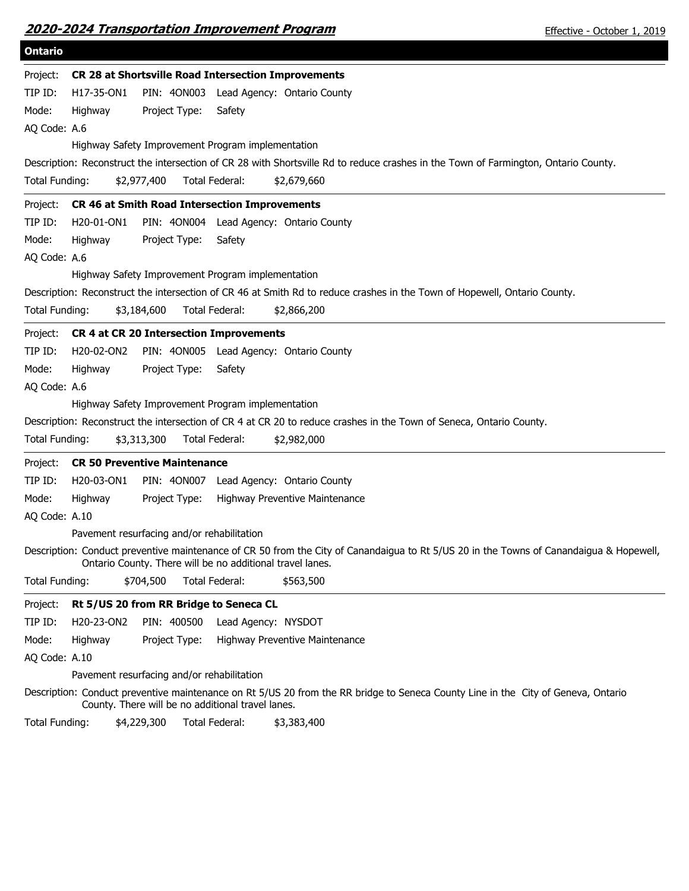## Ontario

**Project: CR 28 at Shortsville Road Intersection Improvements**

TIP ID: H17-35-ON1 PIN: 4ON003 Lead Agency: Ontario County

Mode: Highway Project Type: Safety

AQ Code: A.6

Highway Safety Improvement Program implementation

Description: Reconstruct the intersection of CR 28 with Shortsville Rd to reduce crashes in the Town of Farmington, Ontario County.

Total Funding: $2,977,400 Total Federal: $2,679,660

---

**Project: CR 46 at Smith Road Intersection Improvements**

TIP ID: H20-01-ON1 PIN: 4ON004 Lead Agency: Ontario County

Mode: Highway Project Type: Safety

AQ Code: A.6

Highway Safety Improvement Program implementation

Description: Reconstruct the intersection of CR 46 at Smith Rd to reduce crashes in the Town of Hopewell, Ontario County.

Total Funding: $3,184,600 Total Federal: $2,866,200

---

**Project: CR 4 at CR 20 Intersection Improvements**

TIP ID: H20-02-ON2 PIN: 4ON005 Lead Agency: Ontario County

Mode: Highway Project Type: Safety

AQ Code: A.6

Highway Safety Improvement Program implementation

Description: Reconstruct the intersection of CR 4 at CR 20 to reduce crashes in the Town of Seneca, Ontario County.

Total Funding: $3,313,300 Total Federal: $2,982,000

---

**Project: CR 50 Preventive Maintenance**

TIP ID: H20-03-ON1 PIN: 4ON007 Lead Agency: Ontario County

Mode: Highway Project Type: Highway Preventive Maintenance

AQ Code: A.10

Pavement resurfacing and/or rehabilitation

Description: Conduct preventive maintenance of CR 50 from the City of Canandaigua to Rt 5/US 20 in the Towns of Canandaigua & Hopewell, Ontario County. There will be no additional travel lanes.

Total Funding: $704,500 Total Federal: $563,500

---

**Project: Rt 5/US 20 from RR Bridge to Seneca CL**

TIP ID: H20-23-ON2 PIN: 400500 Lead Agency: NYSDOT

Mode: Highway Project Type: Highway Preventive Maintenance

AQ Code: A.10

Pavement resurfacing and/or rehabilitation

Description: Conduct preventive maintenance on Rt 5/US 20 from the RR bridge to Seneca County Line in the City of Geneva, Ontario County. There will be no additional travel lanes.

Total Funding: $4,229,300 Total Federal: $3,383,400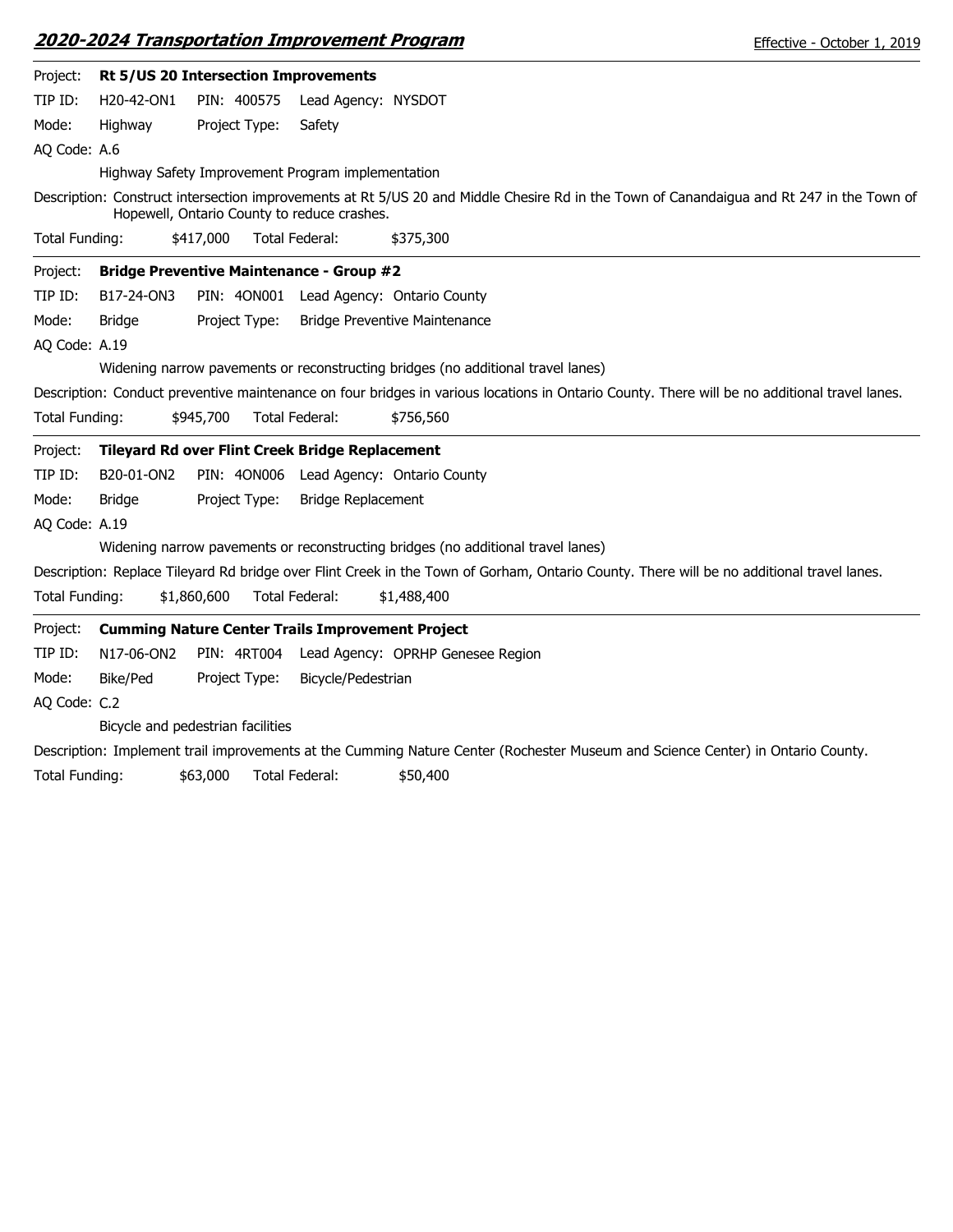**Project:** **Rt 5/US 20 Intersection Improvements**

TIP ID: H20-42-ON1 PIN: 400575 Lead Agency: NYSDOT

Mode: Highway Project Type: Safety

AQ Code: A.6

Highway Safety Improvement Program implementation

Description: Construct intersection improvements at Rt 5/US 20 and Middle Chesire Rd in the Town of Canandaigua and Rt 247 in the Town of Hopewell, Ontario County to reduce crashes.

Total Funding: $417,000 Total Federal: $375,300

---

**Project:** **Bridge Preventive Maintenance - Group #2**

TIP ID: B17-24-ON3 PIN: 4ON001 Lead Agency: Ontario County

Mode: Bridge Project Type: Bridge Preventive Maintenance

AQ Code: A.19

Widening narrow pavements or reconstructing bridges (no additional travel lanes)

Description: Conduct preventive maintenance on four bridges in various locations in Ontario County. There will be no additional travel lanes.

Total Funding: $945,700 Total Federal: $756,560

---

**Project:** **Tileyard Rd over Flint Creek Bridge Replacement**

TIP ID: B20-01-ON2 PIN: 4ON006 Lead Agency: Ontario County

Mode: Bridge Project Type: Bridge Replacement

AQ Code: A.19

Widening narrow pavements or reconstructing bridges (no additional travel lanes)

Description: Replace Tileyard Rd bridge over Flint Creek in the Town of Gorham, Ontario County. There will be no additional travel lanes.

Total Funding: $1,860,600 Total Federal: $1,488,400

---

**Project:** **Cumming Nature Center Trails Improvement Project**

TIP ID: N17-06-ON2 PIN: 4RT004 Lead Agency: OPRHP Genesee Region

Mode: Bike/Ped Project Type: Bicycle/Pedestrian

AQ Code: C.2

Bicycle and pedestrian facilities

Description: Implement trail improvements at the Cumming Nature Center (Rochester Museum and Science Center) in Ontario County.

Total Funding: $63,000 Total Federal: $50,400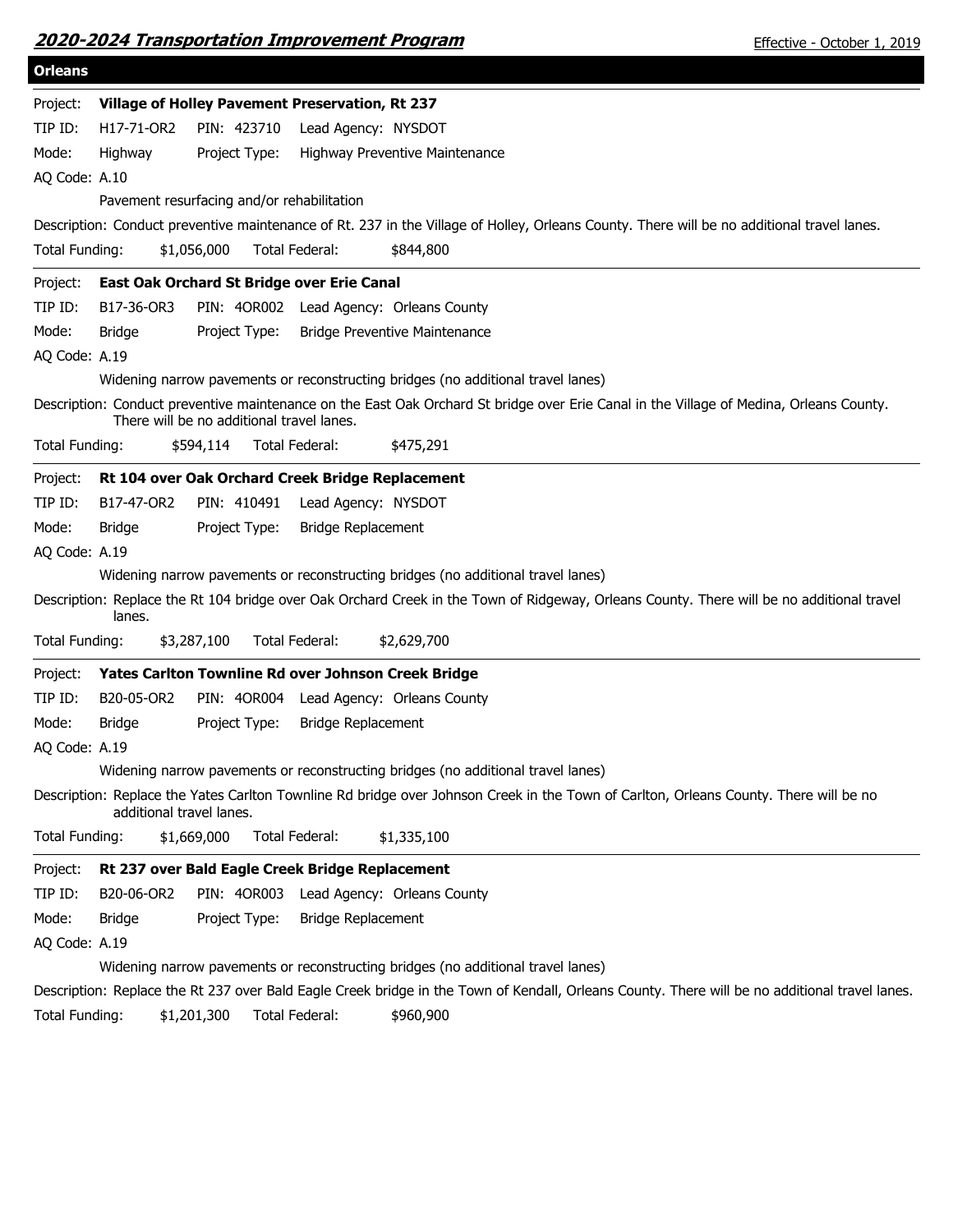## Orleans

**Project: Village of Holley Pavement Preservation, Rt 237**

TIP ID: H17-71-OR2 PIN: 423710 Lead Agency: NYSDOT

Mode: Highway Project Type: Highway Preventive Maintenance

AQ Code: A.10

Pavement resurfacing and/or rehabilitation

Description: Conduct preventive maintenance of Rt. 237 in the Village of Holley, Orleans County. There will be no additional travel lanes.

Total Funding: $1,056,000 Total Federal: $844,800

---

**Project: East Oak Orchard St Bridge over Erie Canal**

TIP ID: B17-36-OR3 PIN: 4OR002 Lead Agency: Orleans County

Mode: Bridge Project Type: Bridge Preventive Maintenance

AQ Code: A.19

Widening narrow pavements or reconstructing bridges (no additional travel lanes)

Description: Conduct preventive maintenance on the East Oak Orchard St bridge over Erie Canal in the Village of Medina, Orleans County. There will be no additional travel lanes.

Total Funding: $594,114 Total Federal: $475,291

---

**Project: Rt 104 over Oak Orchard Creek Bridge Replacement**

TIP ID: B17-47-OR2 PIN: 410491 Lead Agency: NYSDOT

Mode: Bridge Project Type: Bridge Replacement

AQ Code: A.19

Widening narrow pavements or reconstructing bridges (no additional travel lanes)

Description: Replace the Rt 104 bridge over Oak Orchard Creek in the Town of Ridgeway, Orleans County. There will be no additional travel lanes.

Total Funding: $3,287,100 Total Federal: $2,629,700

---

**Project: Yates Carlton Townline Rd over Johnson Creek Bridge**

TIP ID: B20-05-OR2 PIN: 4OR004 Lead Agency: Orleans County

Mode: Bridge Project Type: Bridge Replacement

AQ Code: A.19

Widening narrow pavements or reconstructing bridges (no additional travel lanes)

Description: Replace the Yates Carlton Townline Rd bridge over Johnson Creek in the Town of Carlton, Orleans County. There will be no additional travel lanes.

Total Funding: $1,669,000 Total Federal: $1,335,100

---

**Project: Rt 237 over Bald Eagle Creek Bridge Replacement**

TIP ID: B20-06-OR2 PIN: 4OR003 Lead Agency: Orleans County

Mode: Bridge Project Type: Bridge Replacement

AQ Code: A.19

Widening narrow pavements or reconstructing bridges (no additional travel lanes)

Description: Replace the Rt 237 over Bald Eagle Creek bridge in the Town of Kendall, Orleans County. There will be no additional travel lanes.

Total Funding: $1,201,300 Total Federal: $960,900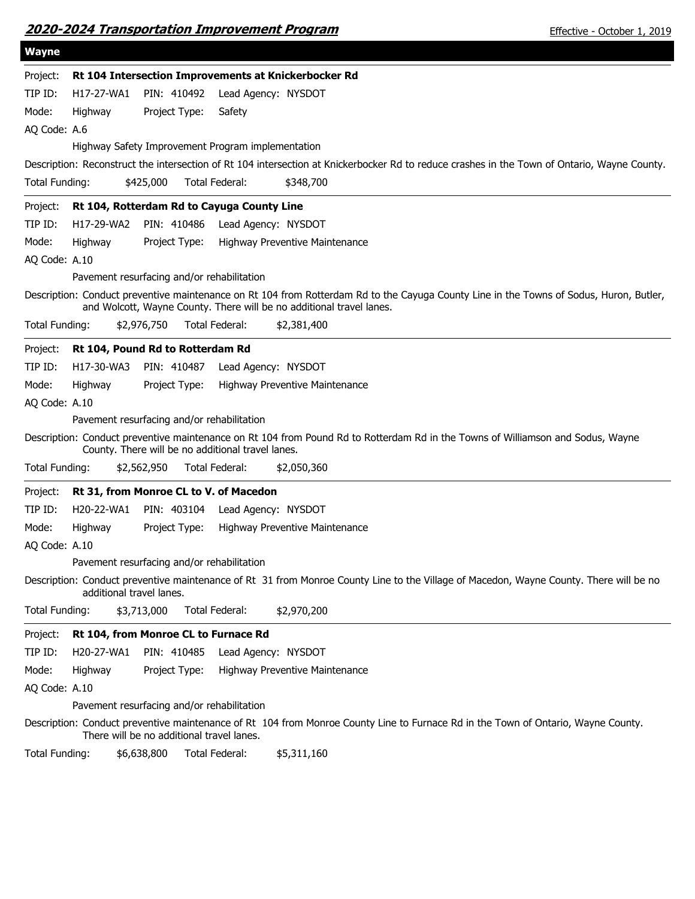## Wayne

**Project: Rt 104 Intersection Improvements at Knickerbocker Rd**

TIP ID: H17-27-WA1 PIN: 410492 Lead Agency: NYSDOT

Mode: Highway Project Type: Safety

AQ Code: A.6

Highway Safety Improvement Program implementation

Description: Reconstruct the intersection of Rt 104 intersection at Knickerbocker Rd to reduce crashes in the Town of Ontario, Wayne County.

Total Funding: $425,000 Total Federal: $348,700

---

**Project: Rt 104, Rotterdam Rd to Cayuga County Line**

TIP ID: H17-29-WA2 PIN: 410486 Lead Agency: NYSDOT

Mode: Highway Project Type: Highway Preventive Maintenance

AQ Code: A.10

Pavement resurfacing and/or rehabilitation

Description: Conduct preventive maintenance on Rt 104 from Rotterdam Rd to the Cayuga County Line in the Towns of Sodus, Huron, Butler, and Wolcott, Wayne County. There will be no additional travel lanes.

Total Funding: $2,976,750 Total Federal: $2,381,400

---

**Project: Rt 104, Pound Rd to Rotterdam Rd**

TIP ID: H17-30-WA3 PIN: 410487 Lead Agency: NYSDOT

Mode: Highway Project Type: Highway Preventive Maintenance

AQ Code: A.10

Pavement resurfacing and/or rehabilitation

Description: Conduct preventive maintenance on Rt 104 from Pound Rd to Rotterdam Rd in the Towns of Williamson and Sodus, Wayne County. There will be no additional travel lanes.

Total Funding: $2,562,950 Total Federal: $2,050,360

---

**Project: Rt 31, from Monroe CL to V. of Macedon**

TIP ID: H20-22-WA1 PIN: 403104 Lead Agency: NYSDOT

Mode: Highway Project Type: Highway Preventive Maintenance

AQ Code: A.10

Pavement resurfacing and/or rehabilitation

Description: Conduct preventive maintenance of Rt 31 from Monroe County Line to the Village of Macedon, Wayne County. There will be no additional travel lanes.

Total Funding: $3,713,000 Total Federal: $2,970,200

---

**Project: Rt 104, from Monroe CL to Furnace Rd**

TIP ID: H20-27-WA1 PIN: 410485 Lead Agency: NYSDOT

Mode: Highway Project Type: Highway Preventive Maintenance

AQ Code: A.10

Pavement resurfacing and/or rehabilitation

Description: Conduct preventive maintenance of Rt 104 from Monroe County Line to Furnace Rd in the Town of Ontario, Wayne County. There will be no additional travel lanes.

Total Funding: $6,638,800 Total Federal: $5,311,160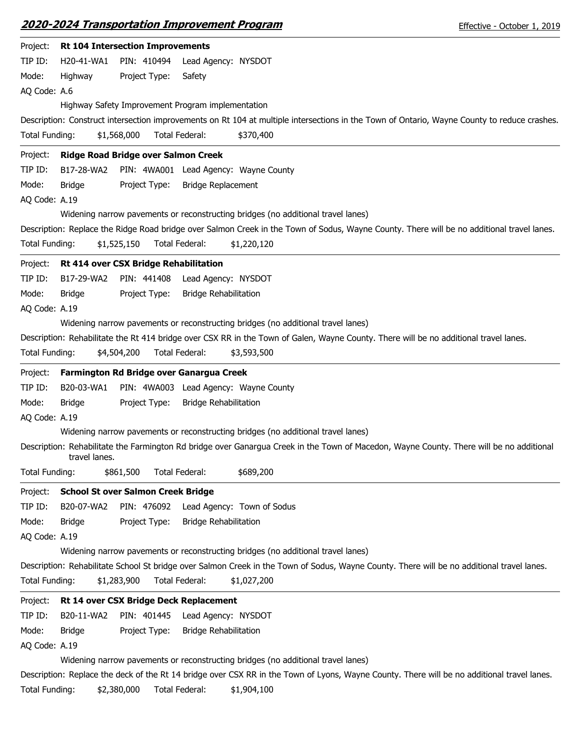Project: **Rt 104 Intersection Improvements**

TIP ID: H20-41-WA1 PIN: 410494 Lead Agency: NYSDOT

Mode: Highway Project Type: Safety

AQ Code: A.6

Highway Safety Improvement Program implementation

Description: Construct intersection improvements on Rt 104 at multiple intersections in the Town of Ontario, Wayne County to reduce crashes.

Total Funding: $1,568,000 Total Federal: $370,400

---

Project: **Ridge Road Bridge over Salmon Creek**

TIP ID: B17-28-WA2 PIN: 4WA001 Lead Agency: Wayne County

Mode: Bridge Project Type: Bridge Replacement

AQ Code: A.19

Widening narrow pavements or reconstructing bridges (no additional travel lanes)

Description: Replace the Ridge Road bridge over Salmon Creek in the Town of Sodus, Wayne County. There will be no additional travel lanes.

Total Funding: $1,525,150 Total Federal: $1,220,120

---

Project: **Rt 414 over CSX Bridge Rehabilitation**

TIP ID: B17-29-WA2 PIN: 441408 Lead Agency: NYSDOT

Mode: Bridge Project Type: Bridge Rehabilitation

AQ Code: A.19

Widening narrow pavements or reconstructing bridges (no additional travel lanes)

Description: Rehabilitate the Rt 414 bridge over CSX RR in the Town of Galen, Wayne County. There will be no additional travel lanes.

Total Funding: $4,504,200 Total Federal: $3,593,500

---

Project: **Farmington Rd Bridge over Ganargua Creek**

TIP ID: B20-03-WA1 PIN: 4WA003 Lead Agency: Wayne County

Mode: Bridge Project Type: Bridge Rehabilitation

AQ Code: A.19

Widening narrow pavements or reconstructing bridges (no additional travel lanes)

Description: Rehabilitate the Farmington Rd bridge over Ganargua Creek in the Town of Macedon, Wayne County. There will be no additional travel lanes.

Total Funding: $861,500 Total Federal: $689,200

---

Project: **School St over Salmon Creek Bridge**

TIP ID: B20-07-WA2 PIN: 476092 Lead Agency: Town of Sodus

Mode: Bridge Project Type: Bridge Rehabilitation

AQ Code: A.19

Widening narrow pavements or reconstructing bridges (no additional travel lanes)

Description: Rehabilitate School St bridge over Salmon Creek in the Town of Sodus, Wayne County. There will be no additional travel lanes.

Total Funding: $1,283,900 Total Federal: $1,027,200

---

Project: **Rt 14 over CSX Bridge Deck Replacement**

TIP ID: B20-11-WA2 PIN: 401445 Lead Agency: NYSDOT

Mode: Bridge Project Type: Bridge Rehabilitation

AQ Code: A.19

Widening narrow pavements or reconstructing bridges (no additional travel lanes)

Description: Replace the deck of the Rt 14 bridge over CSX RR in the Town of Lyons, Wayne County. There will be no additional travel lanes.

Total Funding: $2,380,000 Total Federal: $1,904,100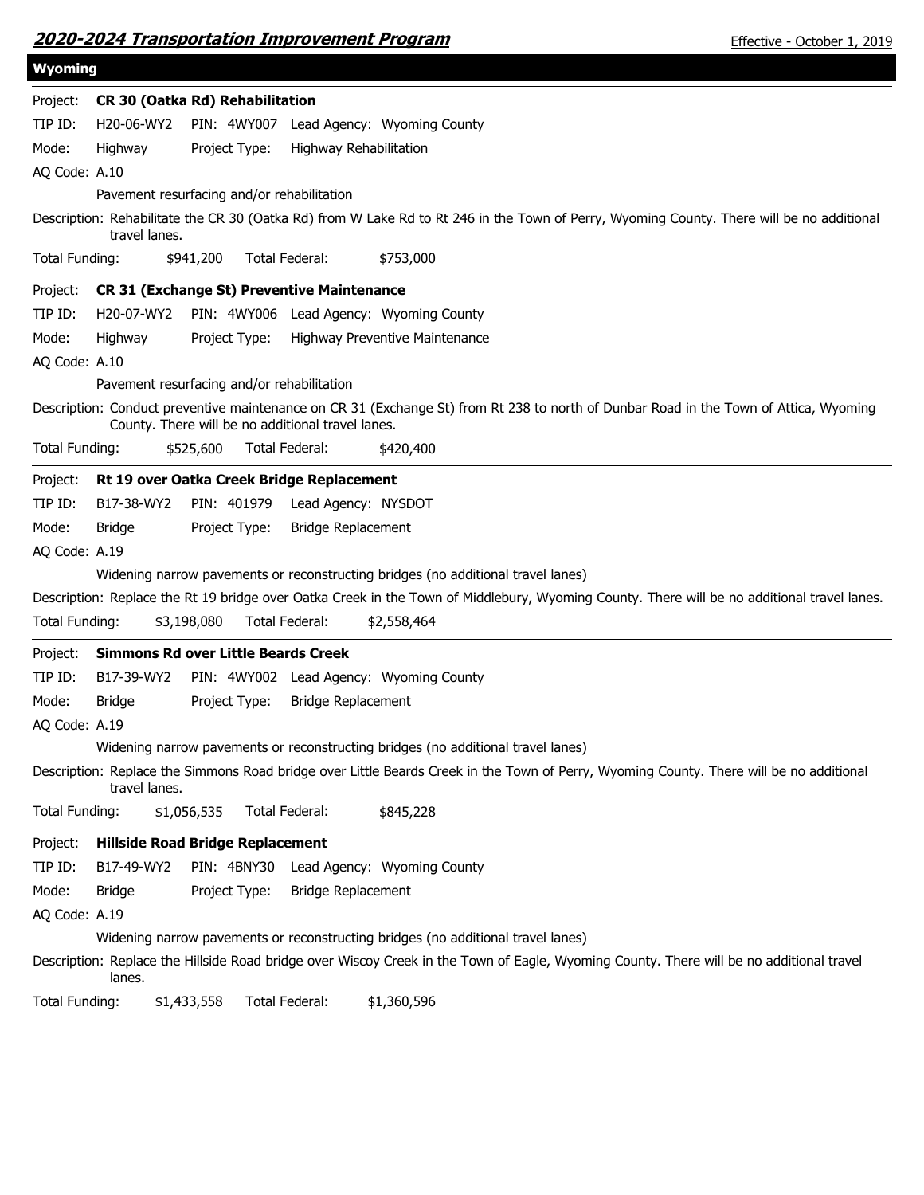## Wyoming

Project: **CR 30 (Oatka Rd) Rehabilitation**

TIP ID: H20-06-WY2 PIN: 4WY007 Lead Agency: Wyoming County

Mode: Highway Project Type: Highway Rehabilitation

AQ Code: A.10

Pavement resurfacing and/or rehabilitation

Description: Rehabilitate the CR 30 (Oatka Rd) from W Lake Rd to Rt 246 in the Town of Perry, Wyoming County. There will be no additional travel lanes.

Total Funding: $941,200 Total Federal: $753,000

---

Project: **CR 31 (Exchange St) Preventive Maintenance**

TIP ID: H20-07-WY2 PIN: 4WY006 Lead Agency: Wyoming County

Mode: Highway Project Type: Highway Preventive Maintenance

AQ Code: A.10

Pavement resurfacing and/or rehabilitation

Description: Conduct preventive maintenance on CR 31 (Exchange St) from Rt 238 to north of Dunbar Road in the Town of Attica, Wyoming County. There will be no additional travel lanes.

Total Funding: $525,600 Total Federal: $420,400

---

Project: **Rt 19 over Oatka Creek Bridge Replacement**

TIP ID: B17-38-WY2 PIN: 401979 Lead Agency: NYSDOT

Mode: Bridge Project Type: Bridge Replacement

AQ Code: A.19

Widening narrow pavements or reconstructing bridges (no additional travel lanes)

Description: Replace the Rt 19 bridge over Oatka Creek in the Town of Middlebury, Wyoming County. There will be no additional travel lanes.

Total Funding: $3,198,080 Total Federal: $2,558,464

---

Project: **Simmons Rd over Little Beards Creek**

TIP ID: B17-39-WY2 PIN: 4WY002 Lead Agency: Wyoming County

Mode: Bridge Project Type: Bridge Replacement

AQ Code: A.19

Widening narrow pavements or reconstructing bridges (no additional travel lanes)

Description: Replace the Simmons Road bridge over Little Beards Creek in the Town of Perry, Wyoming County. There will be no additional travel lanes.

Total Funding: $1,056,535 Total Federal: $845,228

---

Project: **Hillside Road Bridge Replacement**

TIP ID: B17-49-WY2 PIN: 4BNY30 Lead Agency: Wyoming County

Mode: Bridge Project Type: Bridge Replacement

AQ Code: A.19

Widening narrow pavements or reconstructing bridges (no additional travel lanes)

Description: Replace the Hillside Road bridge over Wiscoy Creek in the Town of Eagle, Wyoming County. There will be no additional travel lanes.

Total Funding: $1,433,558 Total Federal: $1,360,596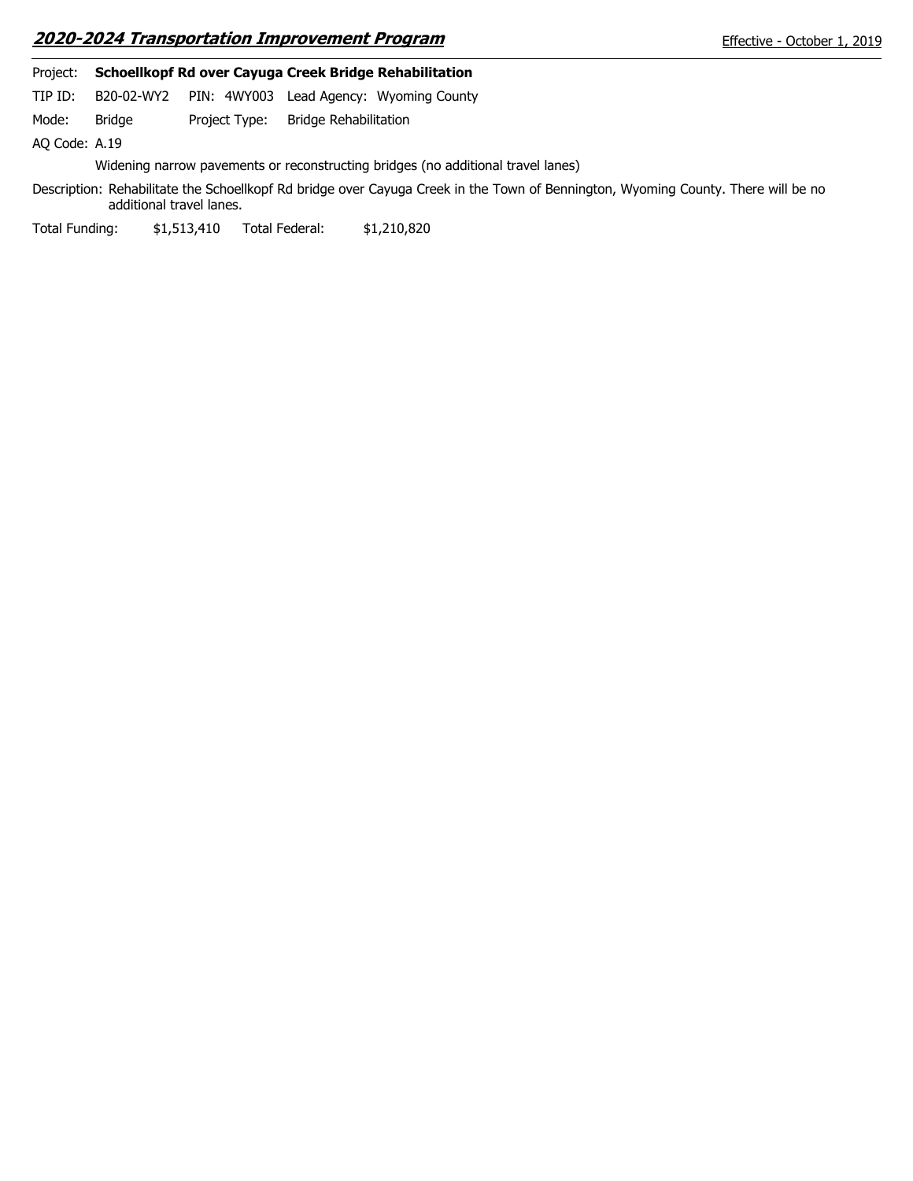Project: **Schoellkopf Rd over Cayuga Creek Bridge Rehabilitation**

TIP ID: B20-02-WY2 PIN: 4WY003 Lead Agency: Wyoming County

Mode: Bridge Project Type: Bridge Rehabilitation

AQ Code: A.19

Widening narrow pavements or reconstructing bridges (no additional travel lanes)

Description: Rehabilitate the Schoellkopf Rd bridge over Cayuga Creek in the Town of Bennington, Wyoming County. There will be no additional travel lanes.

Total Funding: $1,513,410 Total Federal: $1,210,820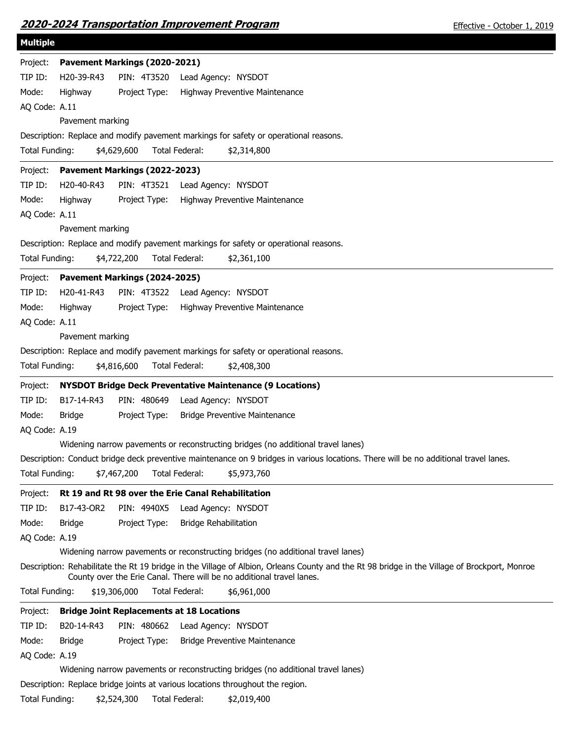## Multiple

**Project:** **Pavement Markings (2020-2021)**

TIP ID: H20-39-R43 PIN: 4T3520 Lead Agency: NYSDOT

Mode: Highway Project Type: Highway Preventive Maintenance

AQ Code: A.11

Pavement marking

Description: Replace and modify pavement markings for safety or operational reasons.

Total Funding: $4,629,600 Total Federal: $2,314,800

---

**Project:** **Pavement Markings (2022-2023)**

TIP ID: H20-40-R43 PIN: 4T3521 Lead Agency: NYSDOT

Mode: Highway Project Type: Highway Preventive Maintenance

AQ Code: A.11

Pavement marking

Description: Replace and modify pavement markings for safety or operational reasons.

Total Funding: $4,722,200 Total Federal: $2,361,100

---

**Project:** **Pavement Markings (2024-2025)**

TIP ID: H20-41-R43 PIN: 4T3522 Lead Agency: NYSDOT

Mode: Highway Project Type: Highway Preventive Maintenance

AQ Code: A.11

Pavement marking

Description: Replace and modify pavement markings for safety or operational reasons.

Total Funding: $4,816,600 Total Federal: $2,408,300

---

**Project:** **NYSDOT Bridge Deck Preventative Maintenance (9 Locations)**

TIP ID: B17-14-R43 PIN: 480649 Lead Agency: NYSDOT

Mode: Bridge Project Type: Bridge Preventive Maintenance

AQ Code: A.19

Widening narrow pavements or reconstructing bridges (no additional travel lanes)

Description: Conduct bridge deck preventive maintenance on 9 bridges in various locations. There will be no additional travel lanes.

Total Funding: $7,467,200 Total Federal: $5,973,760

---

**Project:** **Rt 19 and Rt 98 over the Erie Canal Rehabilitation**

TIP ID: B17-43-OR2 PIN: 4940X5 Lead Agency: NYSDOT

Mode: Bridge Project Type: Bridge Rehabilitation

AQ Code: A.19

Widening narrow pavements or reconstructing bridges (no additional travel lanes)

Description: Rehabilitate the Rt 19 bridge in the Village of Albion, Orleans County and the Rt 98 bridge in the Village of Brockport, Monroe County over the Erie Canal. There will be no additional travel lanes.

Total Funding: $19,306,000 Total Federal: $6,961,000

---

**Project:** **Bridge Joint Replacements at 18 Locations**

TIP ID: B20-14-R43 PIN: 480662 Lead Agency: NYSDOT

Mode: Bridge Project Type: Bridge Preventive Maintenance

AQ Code: A.19

Widening narrow pavements or reconstructing bridges (no additional travel lanes)

Description: Replace bridge joints at various locations throughout the region.

Total Funding: $2,524,300 Total Federal: $2,019,400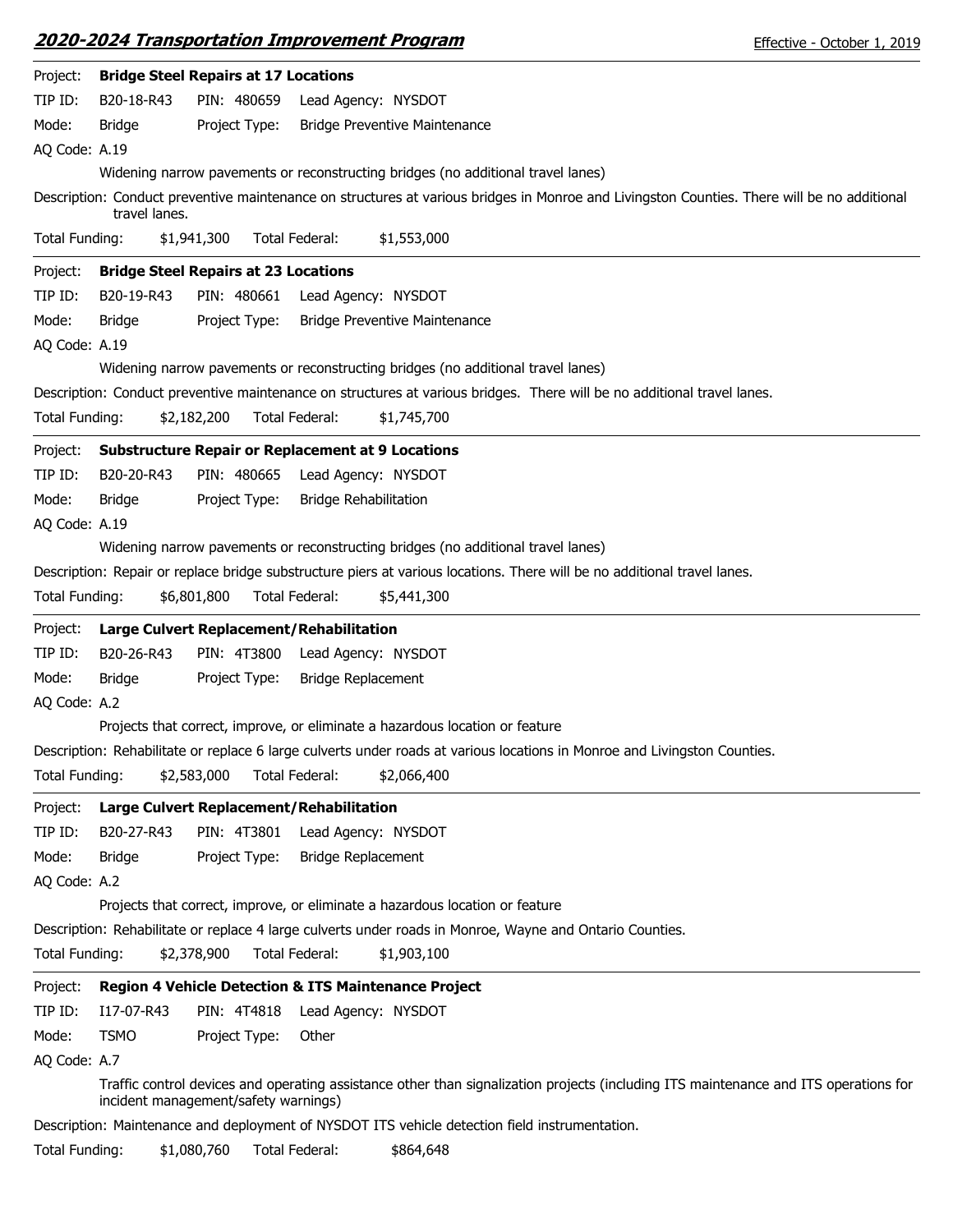**Project:** **Bridge Steel Repairs at 17 Locations**

TIP ID: B20-18-R43 PIN: 480659 Lead Agency: NYSDOT

Mode: Bridge Project Type: Bridge Preventive Maintenance

AQ Code: A.19

Widening narrow pavements or reconstructing bridges (no additional travel lanes)

Description: Conduct preventive maintenance on structures at various bridges in Monroe and Livingston Counties. There will be no additional travel lanes.

Total Funding: $1,941,300 Total Federal: $1,553,000

---

**Project:** **Bridge Steel Repairs at 23 Locations**

TIP ID: B20-19-R43 PIN: 480661 Lead Agency: NYSDOT

Mode: Bridge Project Type: Bridge Preventive Maintenance

AQ Code: A.19

Widening narrow pavements or reconstructing bridges (no additional travel lanes)

Description: Conduct preventive maintenance on structures at various bridges. There will be no additional travel lanes.

Total Funding: $2,182,200 Total Federal: $1,745,700

---

**Project:** **Substructure Repair or Replacement at 9 Locations**

TIP ID: B20-20-R43 PIN: 480665 Lead Agency: NYSDOT

Mode: Bridge Project Type: Bridge Rehabilitation

AQ Code: A.19

Widening narrow pavements or reconstructing bridges (no additional travel lanes)

Description: Repair or replace bridge substructure piers at various locations. There will be no additional travel lanes.

Total Funding: $6,801,800 Total Federal: $5,441,300

---

**Project:** **Large Culvert Replacement/Rehabilitation**

TIP ID: B20-26-R43 PIN: 4T3800 Lead Agency: NYSDOT

Mode: Bridge Project Type: Bridge Replacement

AQ Code: A.2

Projects that correct, improve, or eliminate a hazardous location or feature

Description: Rehabilitate or replace 6 large culverts under roads at various locations in Monroe and Livingston Counties.

Total Funding: $2,583,000 Total Federal: $2,066,400

---

**Project:** **Large Culvert Replacement/Rehabilitation**

TIP ID: B20-27-R43 PIN: 4T3801 Lead Agency: NYSDOT

Mode: Bridge Project Type: Bridge Replacement

AQ Code: A.2

Projects that correct, improve, or eliminate a hazardous location or feature

Description: Rehabilitate or replace 4 large culverts under roads in Monroe, Wayne and Ontario Counties.

Total Funding: $2,378,900 Total Federal: $1,903,100

---

**Project:** **Region 4 Vehicle Detection & ITS Maintenance Project**

TIP ID: I17-07-R43 PIN: 4T4818 Lead Agency: NYSDOT

Mode: TSMO Project Type: Other

AQ Code: A.7

Traffic control devices and operating assistance other than signalization projects (including ITS maintenance and ITS operations for incident management/safety warnings)

Description: Maintenance and deployment of NYSDOT ITS vehicle detection field instrumentation.

Total Funding: $1,080,760 Total Federal: $864,648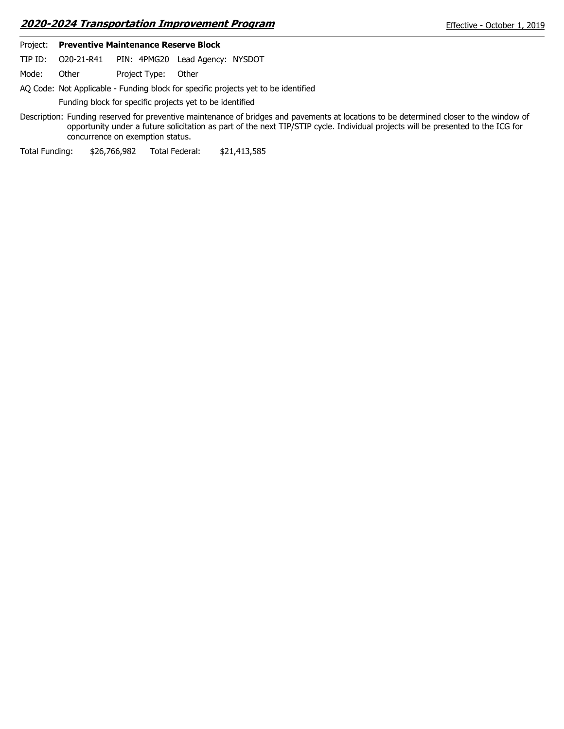Project: **Preventive Maintenance Reserve Block**

TIP ID: O20-21-R41 PIN: 4PMG20 Lead Agency: NYSDOT

Mode: Other Project Type: Other

AQ Code: Not Applicable - Funding block for specific projects yet to be identified

Funding block for specific projects yet to be identified

Description: Funding reserved for preventive maintenance of bridges and pavements at locations to be determined closer to the window of opportunity under a future solicitation as part of the next TIP/STIP cycle. Individual projects will be presented to the ICG for concurrence on exemption status.

Total Funding: $26,766,982 Total Federal: $21,413,585